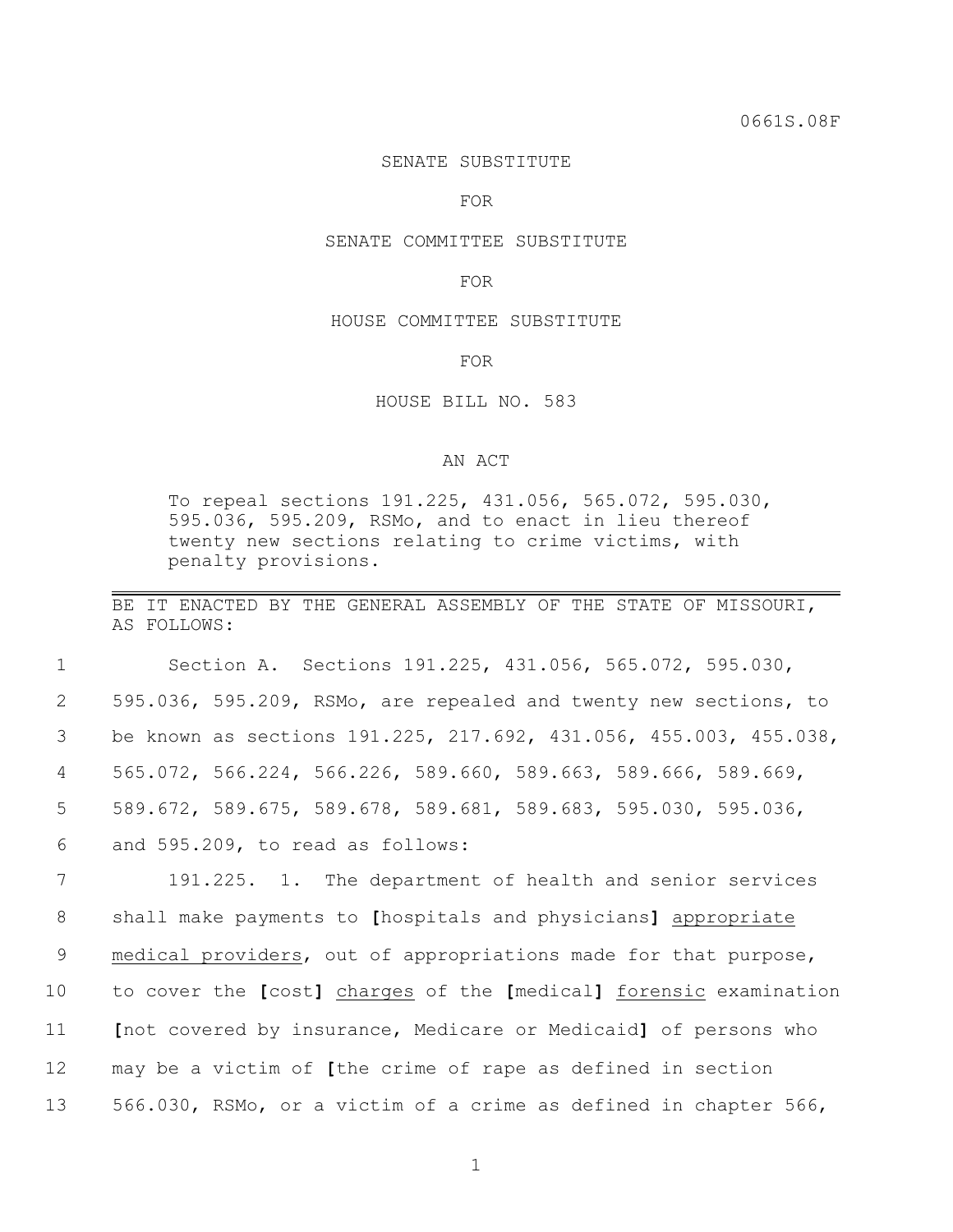0661S.08F

SENATE SUBSTITUTE

FOR

SENATE COMMITTEE SUBSTITUTE

FOR

HOUSE COMMITTEE SUBSTITUTE

FOR

HOUSE BILL NO. 583

AN ACT

To repeal sections 191.225, 431.056, 565.072, 595.030, 595.036, 595.209, RSMo, and to enact in lieu thereof twenty new sections relating to crime victims, with penalty provisions.

---

BE IT ENACTED BY THE GENERAL ASSEMBLY OF THE STATE OF MISSOURI, AS FOLLOWS:

1 Section A. Sections 191.225, 431.056, 565.072, 595.030,
2 595.036, 595.209, RSMo, are repealed and twenty new sections, to
3 be known as sections 191.225, 217.692, 431.056, 455.003, 455.038,
4 565.072, 566.224, 566.226, 589.660, 589.663, 589.666, 589.669,
5 589.672, 589.675, 589.678, 589.681, 589.683, 595.030, 595.036,
6 and 595.209, to read as follows:

7 191.225. 1. The department of health and senior services
8 shall make payments to **[**hospitals and physicians**]** <u>appropriate</u>
9 <u>medical providers</u>, out of appropriations made for that purpose,
10 to cover the **[**cost**]** <u>charges</u> of the **[**medical**]** <u>forensic</u> examination
11 **[**not covered by insurance, Medicare or Medicaid**]** of persons who
12 may be a victim of **[**the crime of rape as defined in section
13 566.030, RSMo, or a victim of a crime as defined in chapter 566,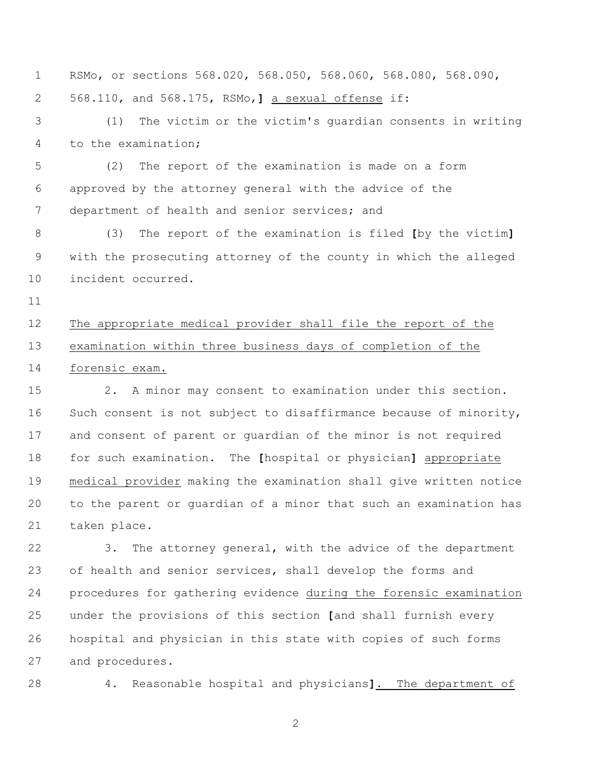RSMo, or sections 568.020, 568.050, 568.060, 568.080, 568.090, 568.110, and 568.175, RSMo,**]** <u>a sexual offense</u> if:

(1) The victim or the victim's guardian consents in writing to the examination;

(2) The report of the examination is made on a form approved by the attorney general with the advice of the department of health and senior services; and

(3) The report of the examination is filed **[**by the victim**]** with the prosecuting attorney of the county in which the alleged incident occurred.

<u>The appropriate medical provider shall file the report of the examination within three business days of completion of the forensic exam.</u>

2. A minor may consent to examination under this section. Such consent is not subject to disaffirmance because of minority, and consent of parent or guardian of the minor is not required for such examination. The **[**hospital or physician**]** <u>appropriate medical provider</u> making the examination shall give written notice to the parent or guardian of a minor that such an examination has taken place.

3. The attorney general, with the advice of the department of health and senior services, shall develop the forms and procedures for gathering evidence <u>during the forensic examination</u> under the provisions of this section **[**and shall furnish every hospital and physician in this state with copies of such forms and procedures.

4. Reasonable hospital and physicians**]**<u>. The department of</u>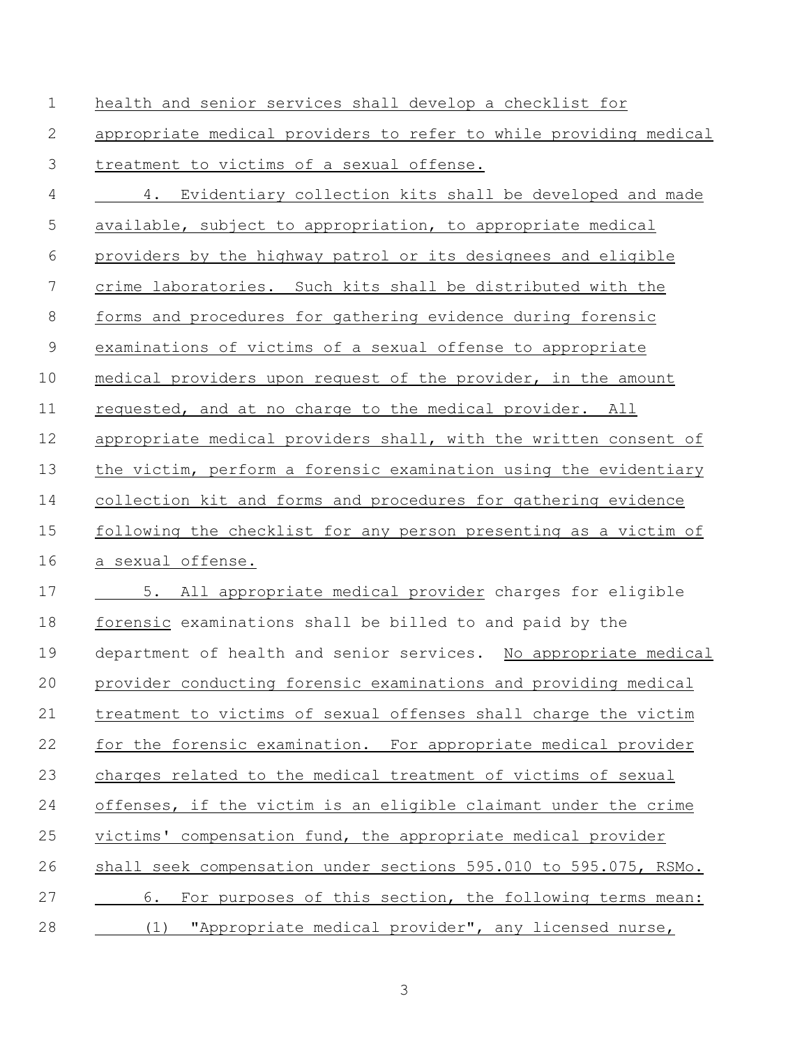health and senior services shall develop a checklist for appropriate medical providers to refer to while providing medical treatment to victims of a sexual offense.

4. Evidentiary collection kits shall be developed and made available, subject to appropriation, to appropriate medical providers by the highway patrol or its designees and eligible crime laboratories. Such kits shall be distributed with the forms and procedures for gathering evidence during forensic examinations of victims of a sexual offense to appropriate medical providers upon request of the provider, in the amount requested, and at no charge to the medical provider. All appropriate medical providers shall, with the written consent of the victim, perform a forensic examination using the evidentiary collection kit and forms and procedures for gathering evidence following the checklist for any person presenting as a victim of a sexual offense.

5. All appropriate medical provider charges for eligible forensic examinations shall be billed to and paid by the department of health and senior services. No appropriate medical provider conducting forensic examinations and providing medical treatment to victims of sexual offenses shall charge the victim for the forensic examination. For appropriate medical provider charges related to the medical treatment of victims of sexual offenses, if the victim is an eligible claimant under the crime victims' compensation fund, the appropriate medical provider shall seek compensation under sections 595.010 to 595.075, RSMo.

6. For purposes of this section, the following terms mean:

(1) "Appropriate medical provider", any licensed nurse,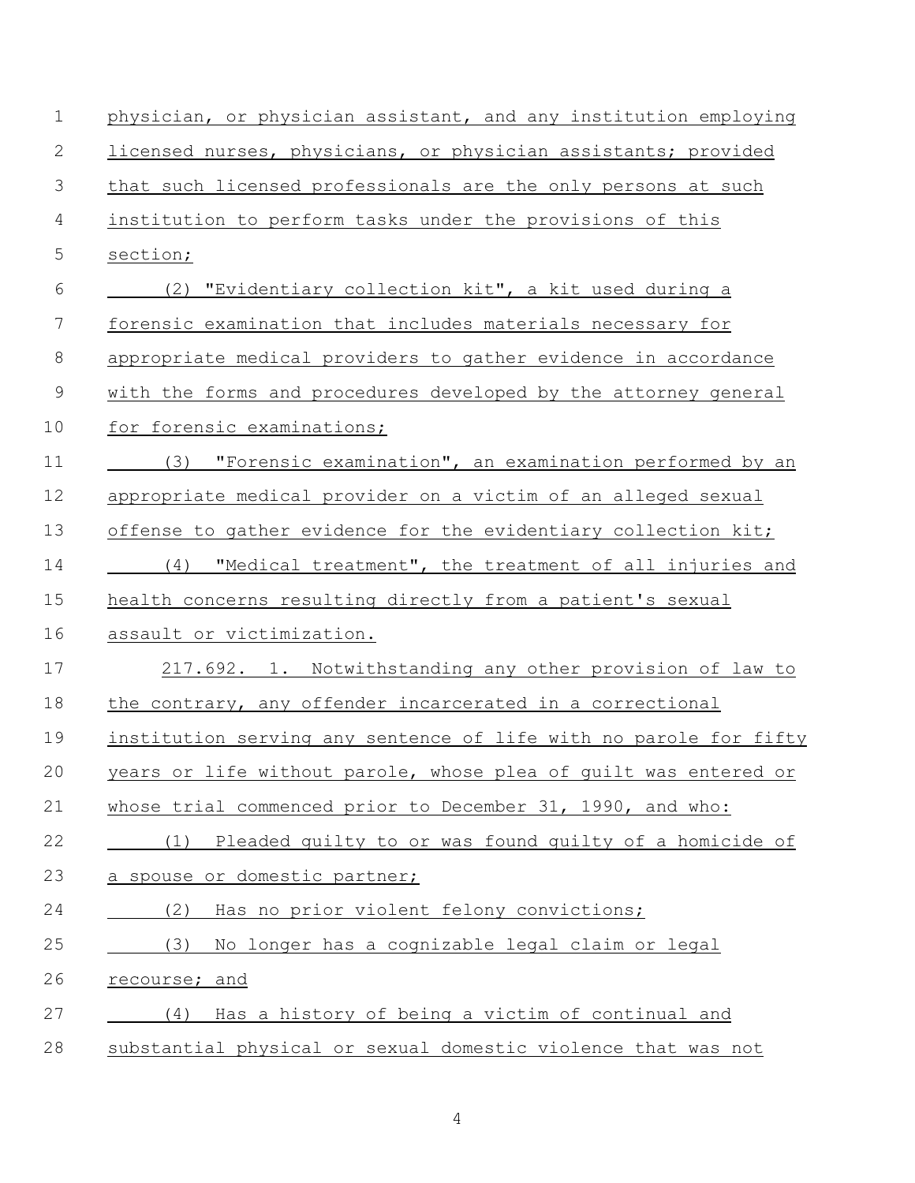physician, or physician assistant, and any institution employing licensed nurses, physicians, or physician assistants; provided that such licensed professionals are the only persons at such institution to perform tasks under the provisions of this section;

(2) "Evidentiary collection kit", a kit used during a forensic examination that includes materials necessary for appropriate medical providers to gather evidence in accordance with the forms and procedures developed by the attorney general for forensic examinations;

(3) "Forensic examination", an examination performed by an appropriate medical provider on a victim of an alleged sexual offense to gather evidence for the evidentiary collection kit;

(4) "Medical treatment", the treatment of all injuries and health concerns resulting directly from a patient's sexual assault or victimization.

217.692. 1. Notwithstanding any other provision of law to the contrary, any offender incarcerated in a correctional institution serving any sentence of life with no parole for fifty years or life without parole, whose plea of guilt was entered or whose trial commenced prior to December 31, 1990, and who:

(1) Pleaded guilty to or was found guilty of a homicide of a spouse or domestic partner;

(2) Has no prior violent felony convictions;

(3) No longer has a cognizable legal claim or legal recourse; and

(4) Has a history of being a victim of continual and substantial physical or sexual domestic violence that was not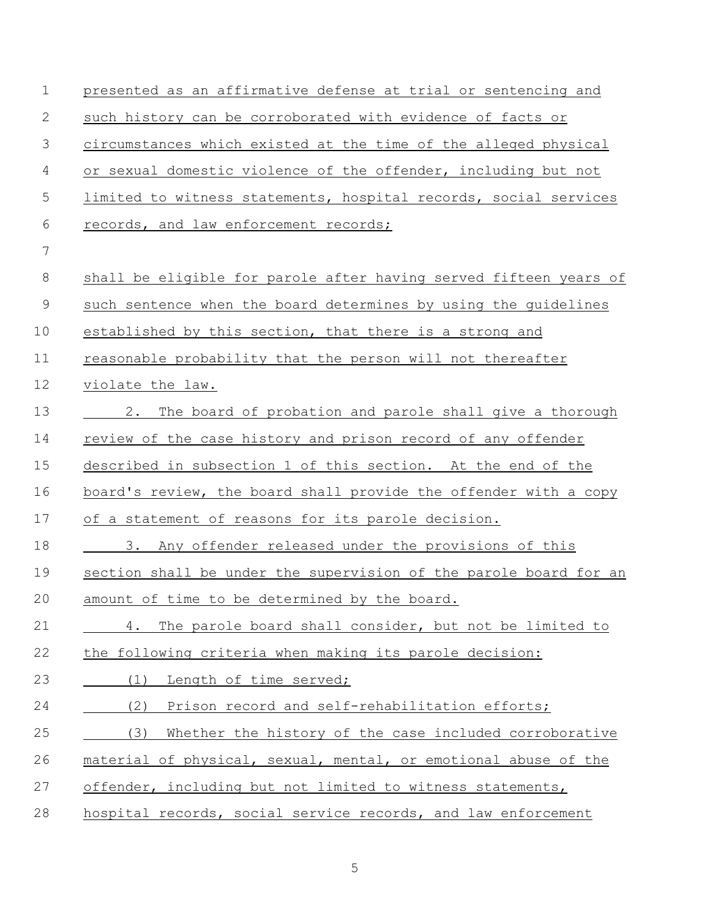presented as an affirmative defense at trial or sentencing and such history can be corroborated with evidence of facts or circumstances which existed at the time of the alleged physical or sexual domestic violence of the offender, including but not limited to witness statements, hospital records, social services records, and law enforcement records;

shall be eligible for parole after having served fifteen years of such sentence when the board determines by using the guidelines established by this section, that there is a strong and reasonable probability that the person will not thereafter violate the law.

2. The board of probation and parole shall give a thorough review of the case history and prison record of any offender described in subsection 1 of this section. At the end of the board's review, the board shall provide the offender with a copy of a statement of reasons for its parole decision.

3. Any offender released under the provisions of this section shall be under the supervision of the parole board for an amount of time to be determined by the board.

4. The parole board shall consider, but not be limited to the following criteria when making its parole decision:

(1) Length of time served;

(2) Prison record and self-rehabilitation efforts;

(3) Whether the history of the case included corroborative material of physical, sexual, mental, or emotional abuse of the offender, including but not limited to witness statements, hospital records, social service records, and law enforcement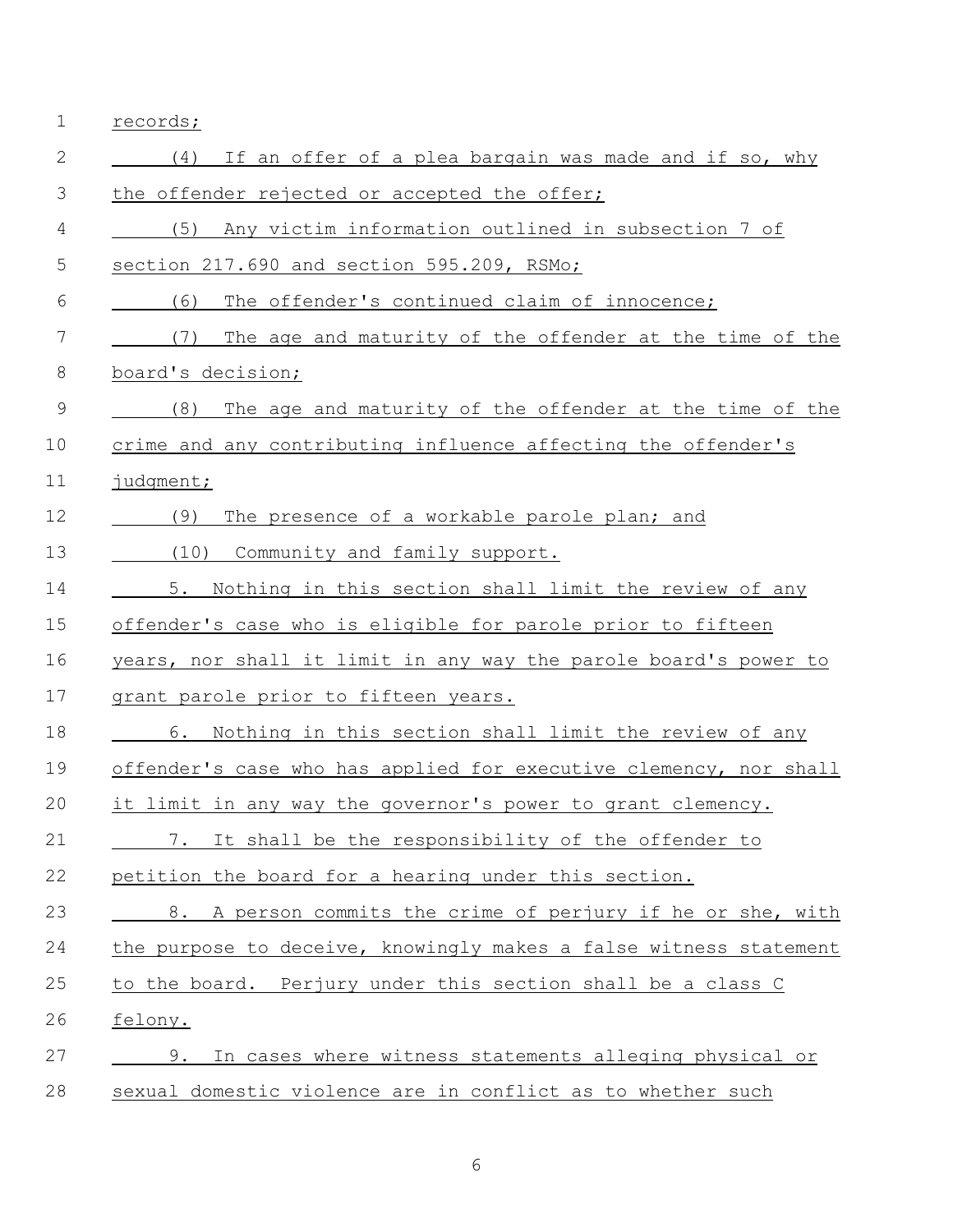records;

(4) If an offer of a plea bargain was made and if so, why the offender rejected or accepted the offer;

(5) Any victim information outlined in subsection 7 of section 217.690 and section 595.209, RSMo;

(6) The offender's continued claim of innocence;

(7) The age and maturity of the offender at the time of the board's decision;

(8) The age and maturity of the offender at the time of the crime and any contributing influence affecting the offender's judgment;

(9) The presence of a workable parole plan; and

(10) Community and family support.

5. Nothing in this section shall limit the review of any offender's case who is eligible for parole prior to fifteen years, nor shall it limit in any way the parole board's power to grant parole prior to fifteen years.

6. Nothing in this section shall limit the review of any offender's case who has applied for executive clemency, nor shall it limit in any way the governor's power to grant clemency.

7. It shall be the responsibility of the offender to petition the board for a hearing under this section.

8. A person commits the crime of perjury if he or she, with the purpose to deceive, knowingly makes a false witness statement to the board. Perjury under this section shall be a class C felony.

9. In cases where witness statements alleging physical or sexual domestic violence are in conflict as to whether such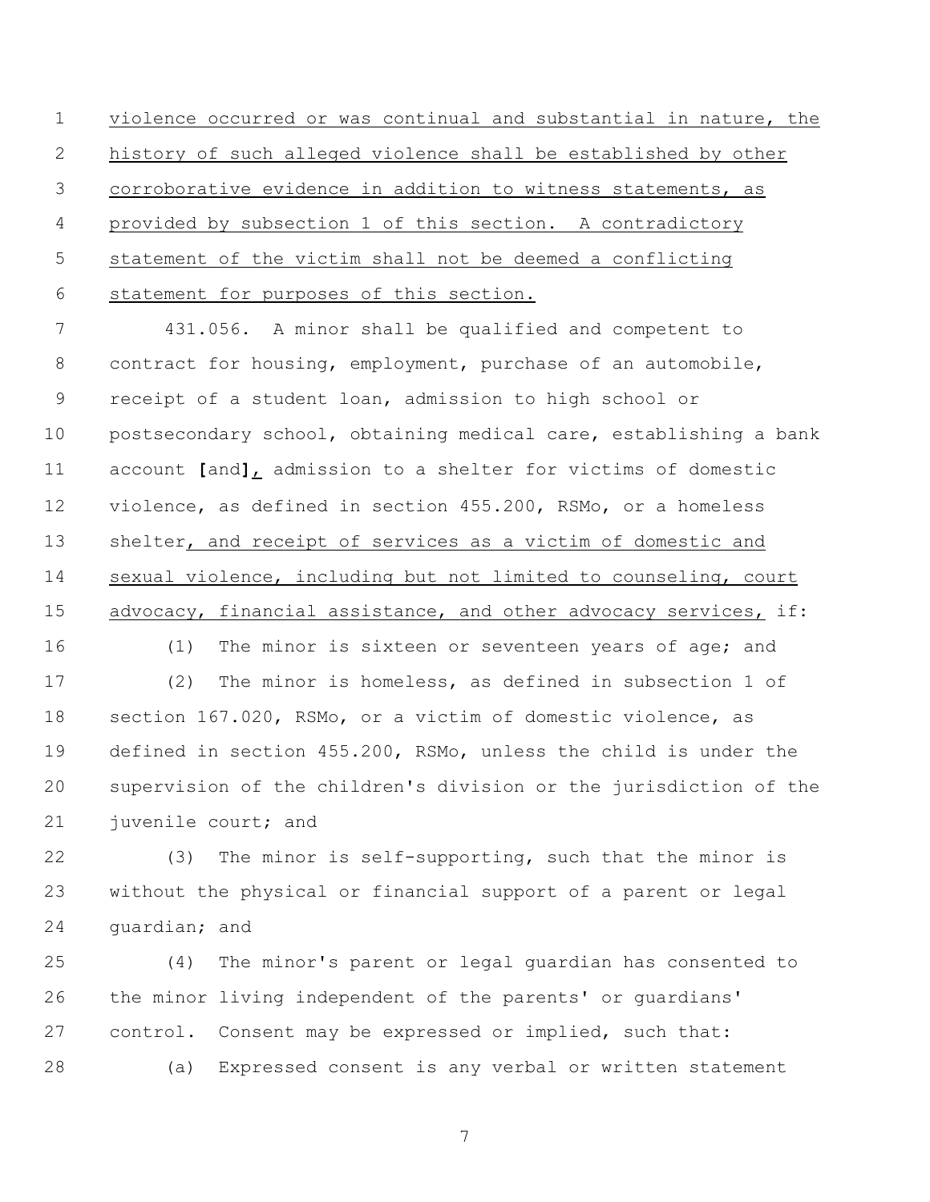violence occurred or was continual and substantial in nature, the history of such alleged violence shall be established by other corroborative evidence in addition to witness statements, as provided by subsection 1 of this section. A contradictory statement of the victim shall not be deemed a conflicting statement for purposes of this section.

431.056. A minor shall be qualified and competent to contract for housing, employment, purchase of an automobile, receipt of a student loan, admission to high school or postsecondary school, obtaining medical care, establishing a bank account [and], admission to a shelter for victims of domestic violence, as defined in section 455.200, RSMo, or a homeless shelter, and receipt of services as a victim of domestic and sexual violence, including but not limited to counseling, court advocacy, financial assistance, and other advocacy services, if:

(1) The minor is sixteen or seventeen years of age; and

(2) The minor is homeless, as defined in subsection 1 of section 167.020, RSMo, or a victim of domestic violence, as defined in section 455.200, RSMo, unless the child is under the supervision of the children's division or the jurisdiction of the juvenile court; and

(3) The minor is self-supporting, such that the minor is without the physical or financial support of a parent or legal guardian; and

(4) The minor's parent or legal guardian has consented to the minor living independent of the parents' or guardians' control. Consent may be expressed or implied, such that:

(a) Expressed consent is any verbal or written statement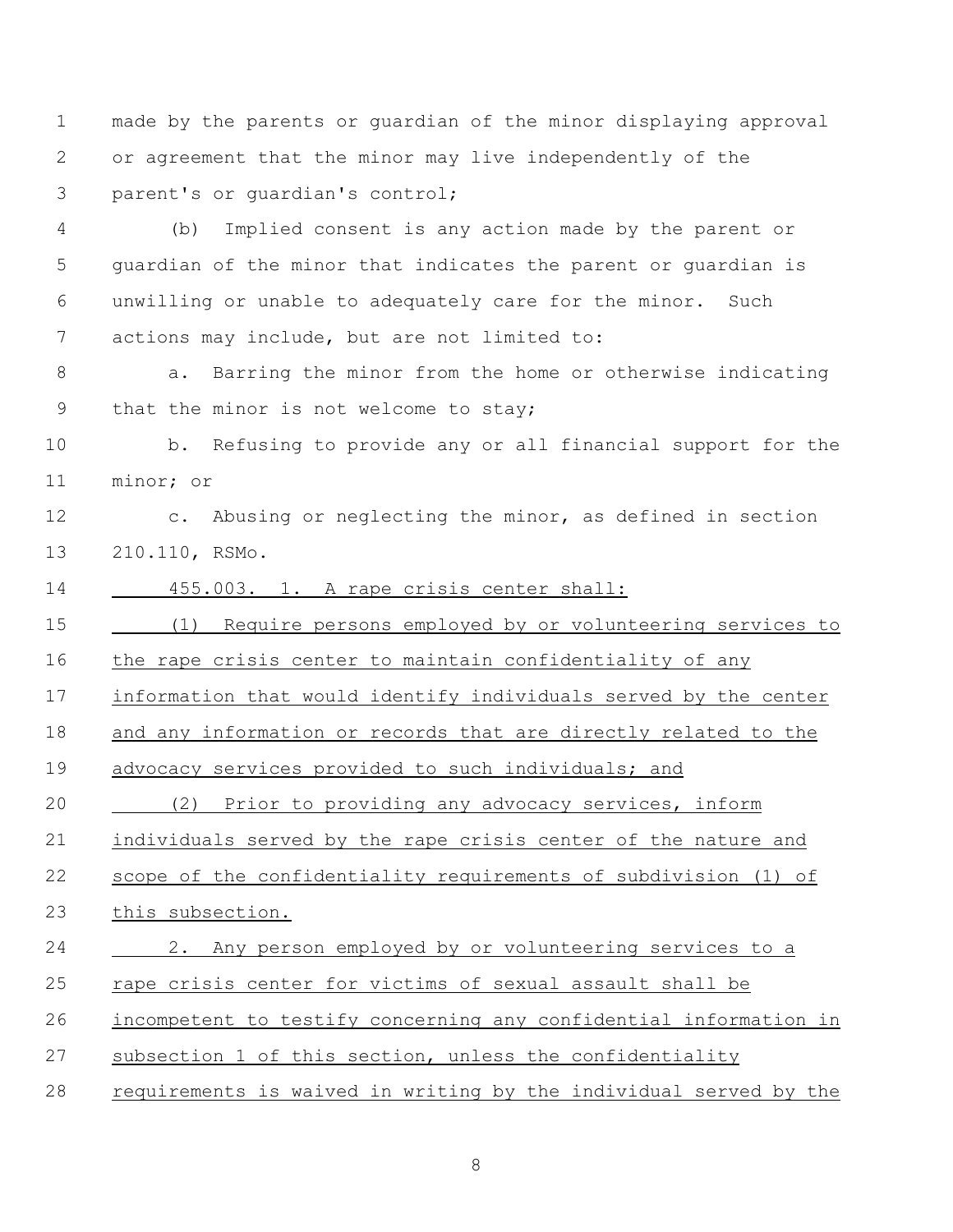made by the parents or guardian of the minor displaying approval or agreement that the minor may live independently of the parent's or guardian's control;

(b) Implied consent is any action made by the parent or guardian of the minor that indicates the parent or guardian is unwilling or unable to adequately care for the minor. Such actions may include, but are not limited to:

a. Barring the minor from the home or otherwise indicating that the minor is not welcome to stay;

b. Refusing to provide any or all financial support for the minor; or

c. Abusing or neglecting the minor, as defined in section 210.110, RSMo.

<u>455.003. 1. A rape crisis center shall:</u>

<u>(1) Require persons employed by or volunteering services to the rape crisis center to maintain confidentiality of any information that would identify individuals served by the center and any information or records that are directly related to the advocacy services provided to such individuals; and</u>

<u>(2) Prior to providing any advocacy services, inform individuals served by the rape crisis center of the nature and scope of the confidentiality requirements of subdivision (1) of this subsection.</u>

<u>2. Any person employed by or volunteering services to a rape crisis center for victims of sexual assault shall be incompetent to testify concerning any confidential information in subsection 1 of this section, unless the confidentiality requirements is waived in writing by the individual served by the</u>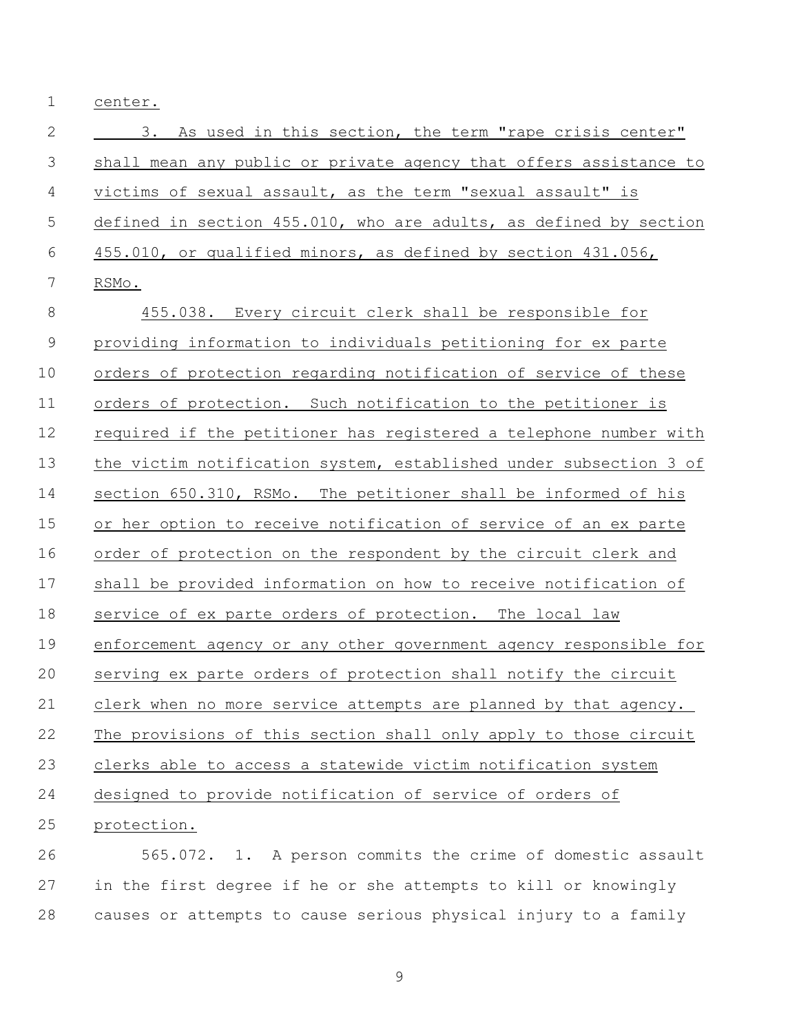center.

3. As used in this section, the term "rape crisis center" shall mean any public or private agency that offers assistance to victims of sexual assault, as the term "sexual assault" is defined in section 455.010, who are adults, as defined by section 455.010, or qualified minors, as defined by section 431.056, RSMo.

455.038. Every circuit clerk shall be responsible for providing information to individuals petitioning for ex parte orders of protection regarding notification of service of these orders of protection. Such notification to the petitioner is required if the petitioner has registered a telephone number with the victim notification system, established under subsection 3 of section 650.310, RSMo. The petitioner shall be informed of his or her option to receive notification of service of an ex parte order of protection on the respondent by the circuit clerk and shall be provided information on how to receive notification of service of ex parte orders of protection. The local law enforcement agency or any other government agency responsible for serving ex parte orders of protection shall notify the circuit clerk when no more service attempts are planned by that agency. The provisions of this section shall only apply to those circuit clerks able to access a statewide victim notification system designed to provide notification of service of orders of protection.

565.072. 1. A person commits the crime of domestic assault in the first degree if he or she attempts to kill or knowingly causes or attempts to cause serious physical injury to a family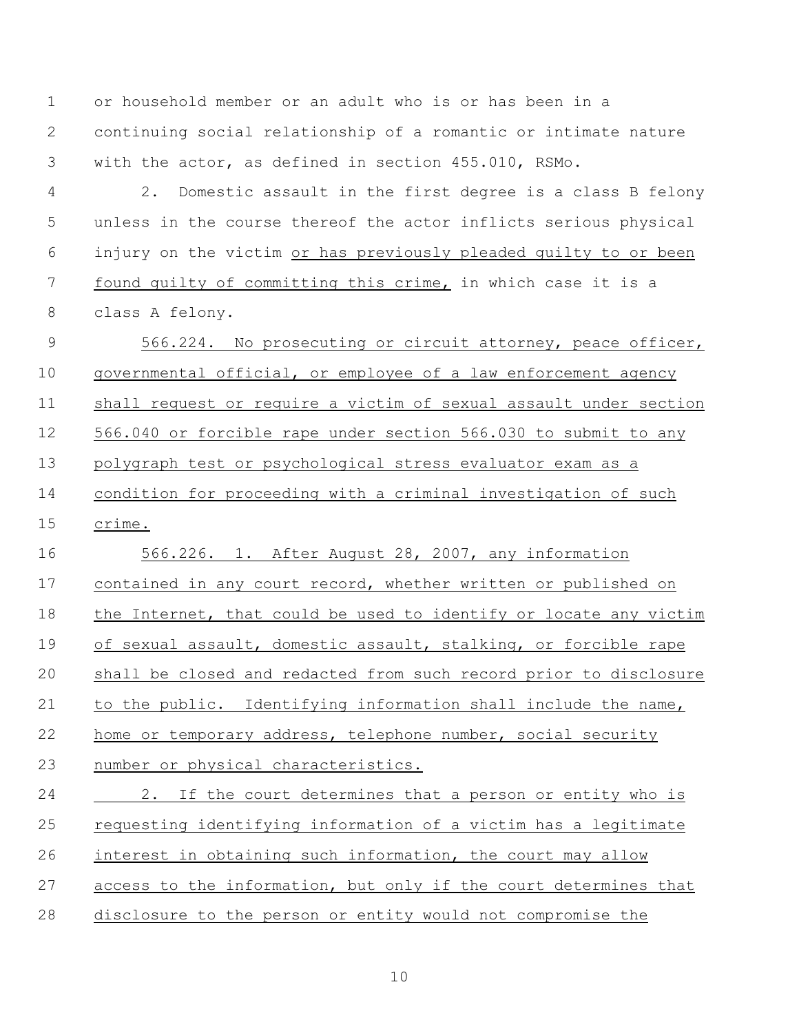or household member or an adult who is or has been in a continuing social relationship of a romantic or intimate nature with the actor, as defined in section 455.010, RSMo.

2. Domestic assault in the first degree is a class B felony unless in the course thereof the actor inflicts serious physical injury on the victim <u>or has previously pleaded guilty to or been found guilty of committing this crime,</u> in which case it is a class A felony.

<u>566.224. No prosecuting or circuit attorney, peace officer, governmental official, or employee of a law enforcement agency shall request or require a victim of sexual assault under section 566.040 or forcible rape under section 566.030 to submit to any polygraph test or psychological stress evaluator exam as a condition for proceeding with a criminal investigation of such crime.</u>

<u>566.226. 1. After August 28, 2007, any information contained in any court record, whether written or published on the Internet, that could be used to identify or locate any victim of sexual assault, domestic assault, stalking, or forcible rape shall be closed and redacted from such record prior to disclosure to the public. Identifying information shall include the name, home or temporary address, telephone number, social security number or physical characteristics.</u>

<u>2. If the court determines that a person or entity who is requesting identifying information of a victim has a legitimate interest in obtaining such information, the court may allow access to the information, but only if the court determines that disclosure to the person or entity would not compromise the</u>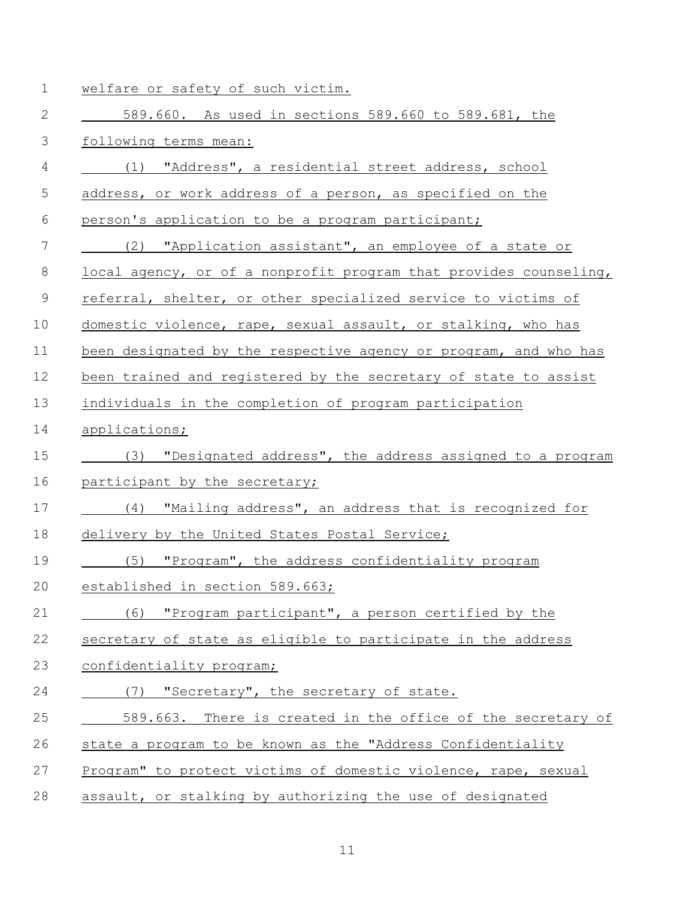welfare or safety of such victim.

589.660. As used in sections 589.660 to 589.681, the following terms mean:

(1) "Address", a residential street address, school address, or work address of a person, as specified on the person's application to be a program participant;

(2) "Application assistant", an employee of a state or local agency, or of a nonprofit program that provides counseling, referral, shelter, or other specialized service to victims of domestic violence, rape, sexual assault, or stalking, who has been designated by the respective agency or program, and who has been trained and registered by the secretary of state to assist individuals in the completion of program participation applications;

(3) "Designated address", the address assigned to a program participant by the secretary;

(4) "Mailing address", an address that is recognized for delivery by the United States Postal Service;

(5) "Program", the address confidentiality program established in section 589.663;

(6) "Program participant", a person certified by the secretary of state as eligible to participate in the address confidentiality program;

(7) "Secretary", the secretary of state.

589.663. There is created in the office of the secretary of state a program to be known as the "Address Confidentiality Program" to protect victims of domestic violence, rape, sexual assault, or stalking by authorizing the use of designated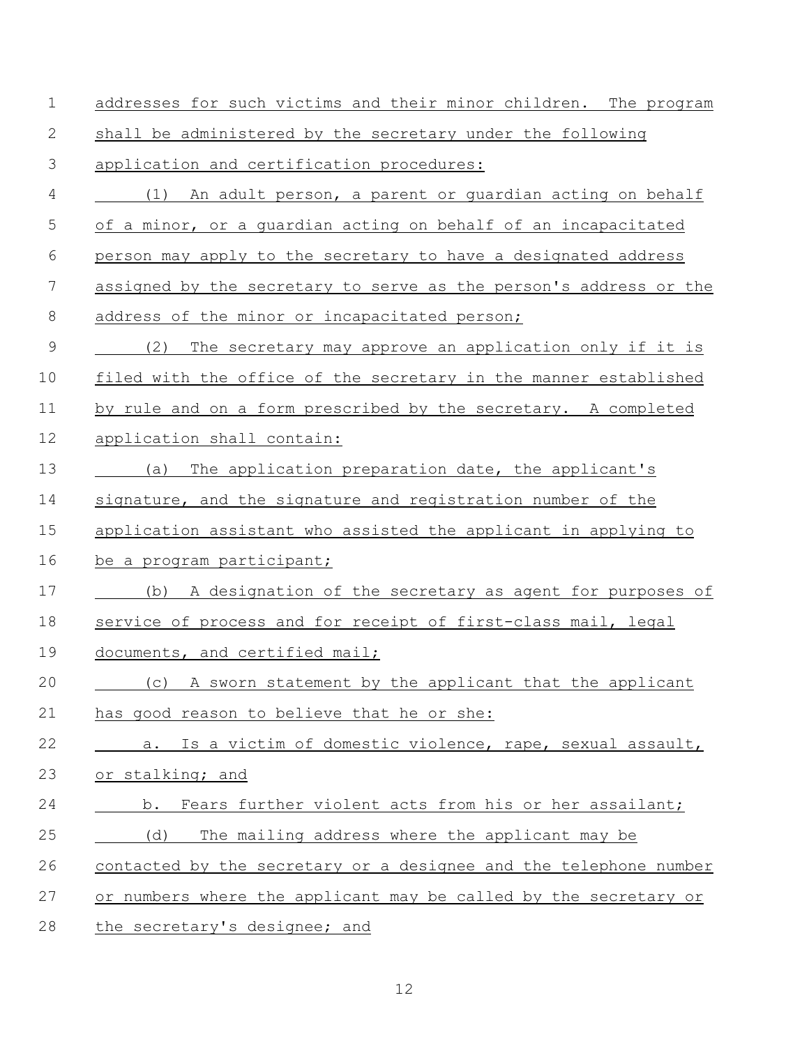addresses for such victims and their minor children. The program shall be administered by the secretary under the following application and certification procedures:

(1) An adult person, a parent or guardian acting on behalf of a minor, or a guardian acting on behalf of an incapacitated person may apply to the secretary to have a designated address assigned by the secretary to serve as the person's address or the address of the minor or incapacitated person;

(2) The secretary may approve an application only if it is filed with the office of the secretary in the manner established by rule and on a form prescribed by the secretary. A completed application shall contain:

(a) The application preparation date, the applicant's signature, and the signature and registration number of the application assistant who assisted the applicant in applying to be a program participant;

(b) A designation of the secretary as agent for purposes of service of process and for receipt of first-class mail, legal documents, and certified mail;

(c) A sworn statement by the applicant that the applicant has good reason to believe that he or she:

a. Is a victim of domestic violence, rape, sexual assault, or stalking; and

b. Fears further violent acts from his or her assailant;

(d) The mailing address where the applicant may be contacted by the secretary or a designee and the telephone number or numbers where the applicant may be called by the secretary or the secretary's designee; and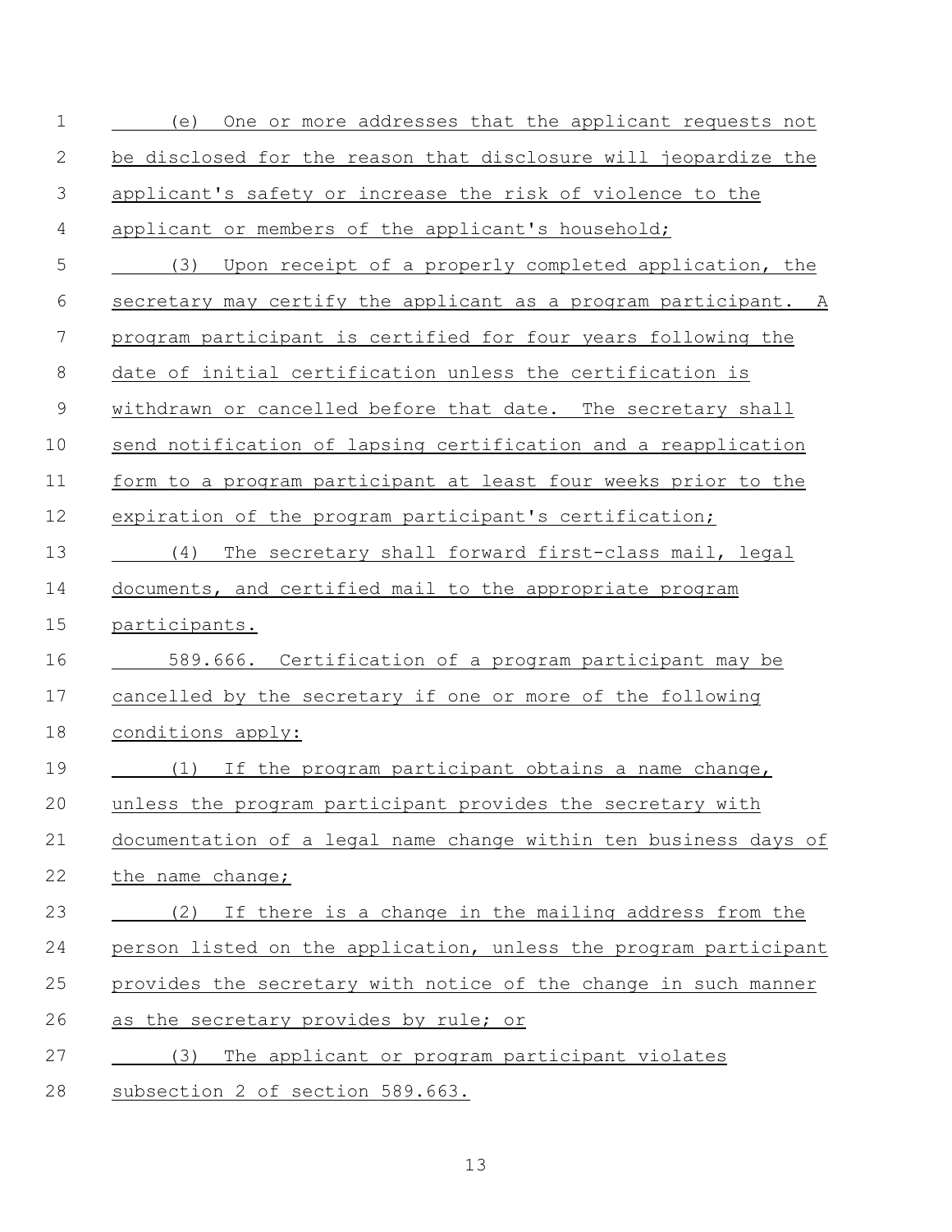(e) One or more addresses that the applicant requests not be disclosed for the reason that disclosure will jeopardize the applicant's safety or increase the risk of violence to the applicant or members of the applicant's household;

(3) Upon receipt of a properly completed application, the secretary may certify the applicant as a program participant. A program participant is certified for four years following the date of initial certification unless the certification is withdrawn or cancelled before that date. The secretary shall send notification of lapsing certification and a reapplication form to a program participant at least four weeks prior to the expiration of the program participant's certification;

(4) The secretary shall forward first-class mail, legal documents, and certified mail to the appropriate program participants.

589.666. Certification of a program participant may be cancelled by the secretary if one or more of the following conditions apply:

(1) If the program participant obtains a name change, unless the program participant provides the secretary with documentation of a legal name change within ten business days of the name change;

(2) If there is a change in the mailing address from the person listed on the application, unless the program participant provides the secretary with notice of the change in such manner as the secretary provides by rule; or

(3) The applicant or program participant violates subsection 2 of section 589.663.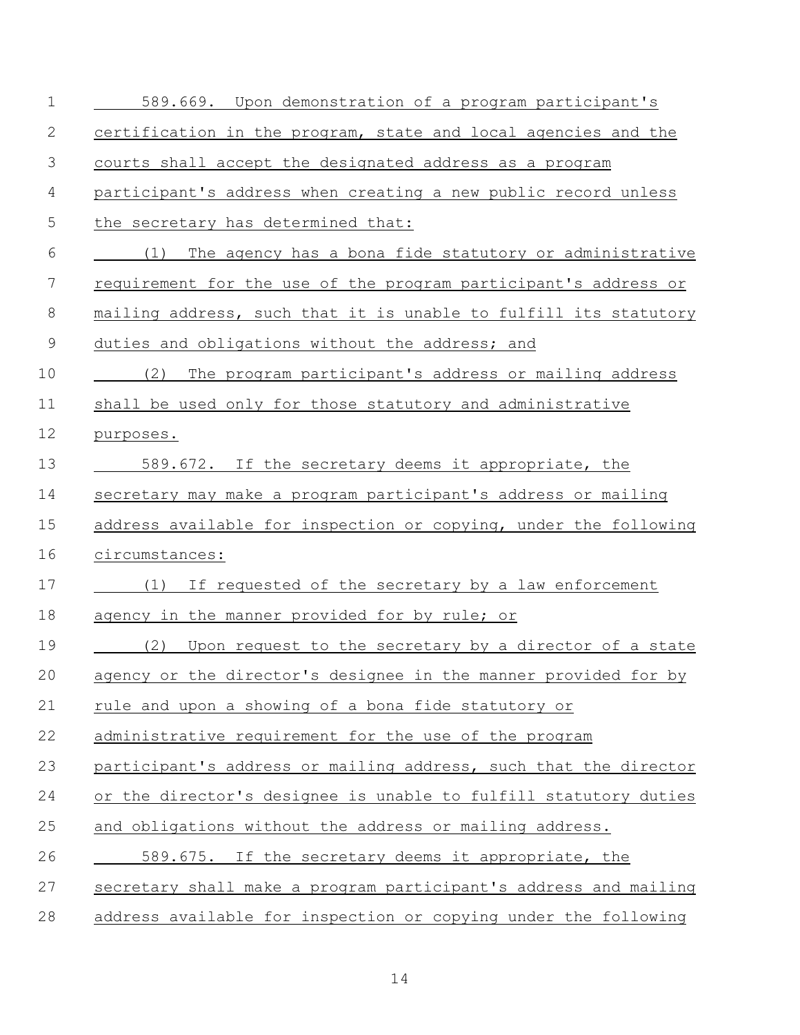589.669. Upon demonstration of a program participant's certification in the program, state and local agencies and the courts shall accept the designated address as a program participant's address when creating a new public record unless the secretary has determined that:

(1) The agency has a bona fide statutory or administrative requirement for the use of the program participant's address or mailing address, such that it is unable to fulfill its statutory duties and obligations without the address; and

(2) The program participant's address or mailing address shall be used only for those statutory and administrative purposes.

589.672. If the secretary deems it appropriate, the secretary may make a program participant's address or mailing address available for inspection or copying, under the following circumstances:

(1) If requested of the secretary by a law enforcement agency in the manner provided for by rule; or

(2) Upon request to the secretary by a director of a state agency or the director's designee in the manner provided for by rule and upon a showing of a bona fide statutory or administrative requirement for the use of the program participant's address or mailing address, such that the director or the director's designee is unable to fulfill statutory duties and obligations without the address or mailing address.

589.675. If the secretary deems it appropriate, the secretary shall make a program participant's address and mailing address available for inspection or copying under the following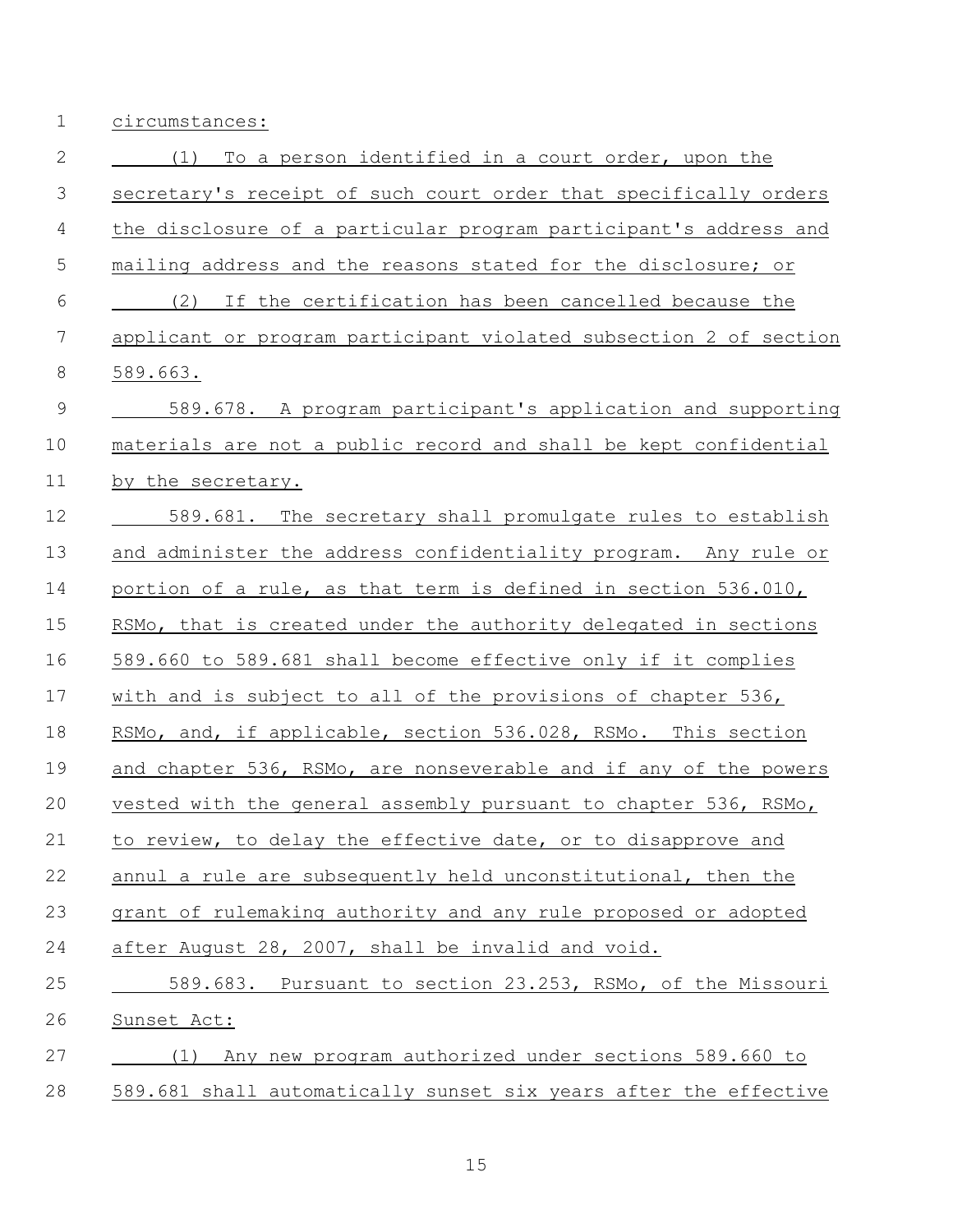circumstances:

(1) To a person identified in a court order, upon the secretary's receipt of such court order that specifically orders the disclosure of a particular program participant's address and mailing address and the reasons stated for the disclosure; or

(2) If the certification has been cancelled because the applicant or program participant violated subsection 2 of section 589.663.

589.678. A program participant's application and supporting materials are not a public record and shall be kept confidential by the secretary.

589.681. The secretary shall promulgate rules to establish and administer the address confidentiality program. Any rule or portion of a rule, as that term is defined in section 536.010, RSMo, that is created under the authority delegated in sections 589.660 to 589.681 shall become effective only if it complies with and is subject to all of the provisions of chapter 536, RSMo, and, if applicable, section 536.028, RSMo. This section and chapter 536, RSMo, are nonseverable and if any of the powers vested with the general assembly pursuant to chapter 536, RSMo, to review, to delay the effective date, or to disapprove and annul a rule are subsequently held unconstitutional, then the grant of rulemaking authority and any rule proposed or adopted after August 28, 2007, shall be invalid and void.

589.683. Pursuant to section 23.253, RSMo, of the Missouri Sunset Act:

(1) Any new program authorized under sections 589.660 to 589.681 shall automatically sunset six years after the effective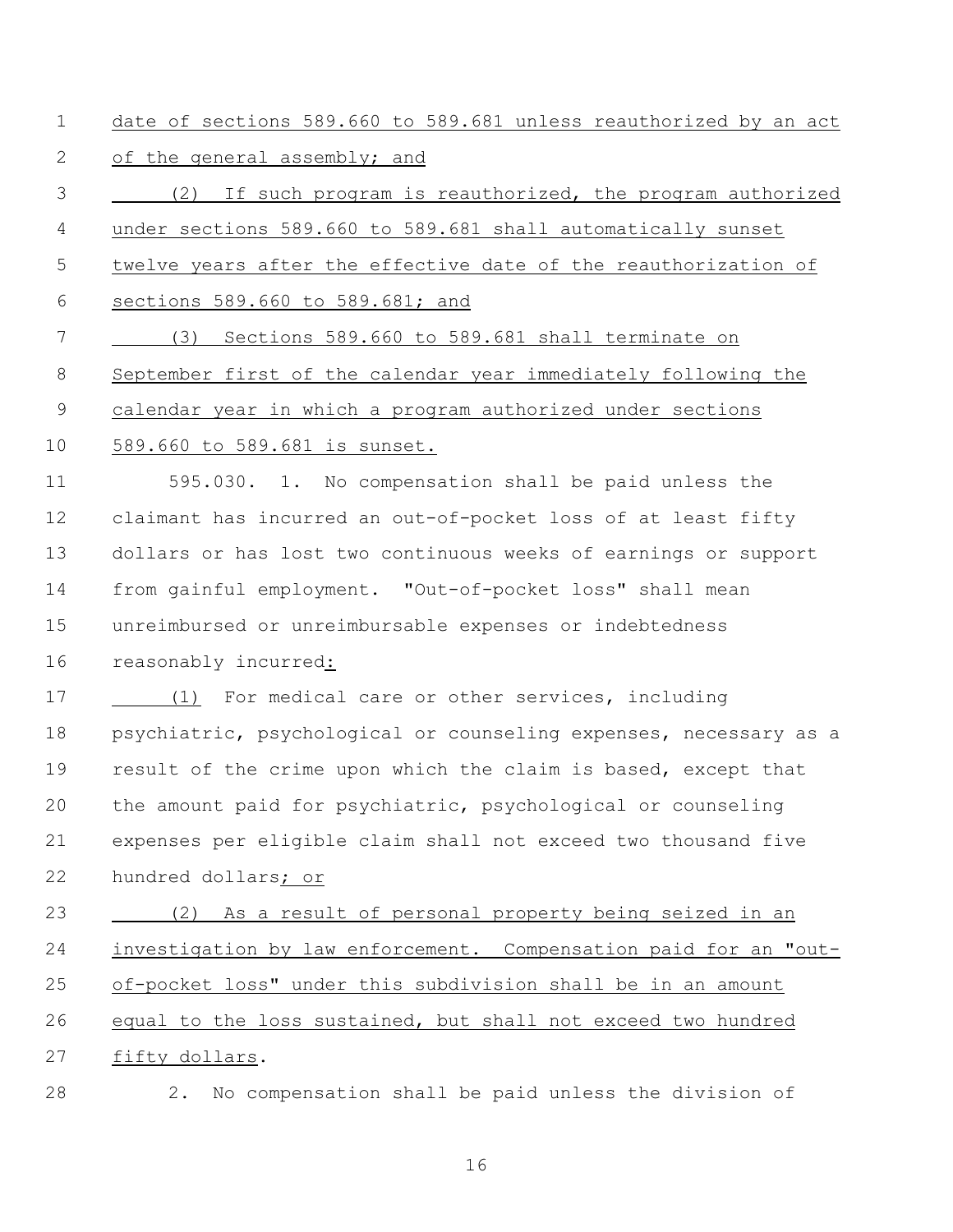date of sections 589.660 to 589.681 unless reauthorized by an act of the general assembly; and

(2) If such program is reauthorized, the program authorized under sections 589.660 to 589.681 shall automatically sunset twelve years after the effective date of the reauthorization of sections 589.660 to 589.681; and

(3) Sections 589.660 to 589.681 shall terminate on September first of the calendar year immediately following the calendar year in which a program authorized under sections 589.660 to 589.681 is sunset.

595.030. 1. No compensation shall be paid unless the claimant has incurred an out-of-pocket loss of at least fifty dollars or has lost two continuous weeks of earnings or support from gainful employment. "Out-of-pocket loss" shall mean unreimbursed or unreimbursable expenses or indebtedness reasonably incurred:

(1) For medical care or other services, including psychiatric, psychological or counseling expenses, necessary as a result of the crime upon which the claim is based, except that the amount paid for psychiatric, psychological or counseling expenses per eligible claim shall not exceed two thousand five hundred dollars; or

(2) As a result of personal property being seized in an investigation by law enforcement. Compensation paid for an "out-of-pocket loss" under this subdivision shall be in an amount equal to the loss sustained, but shall not exceed two hundred fifty dollars.

2. No compensation shall be paid unless the division of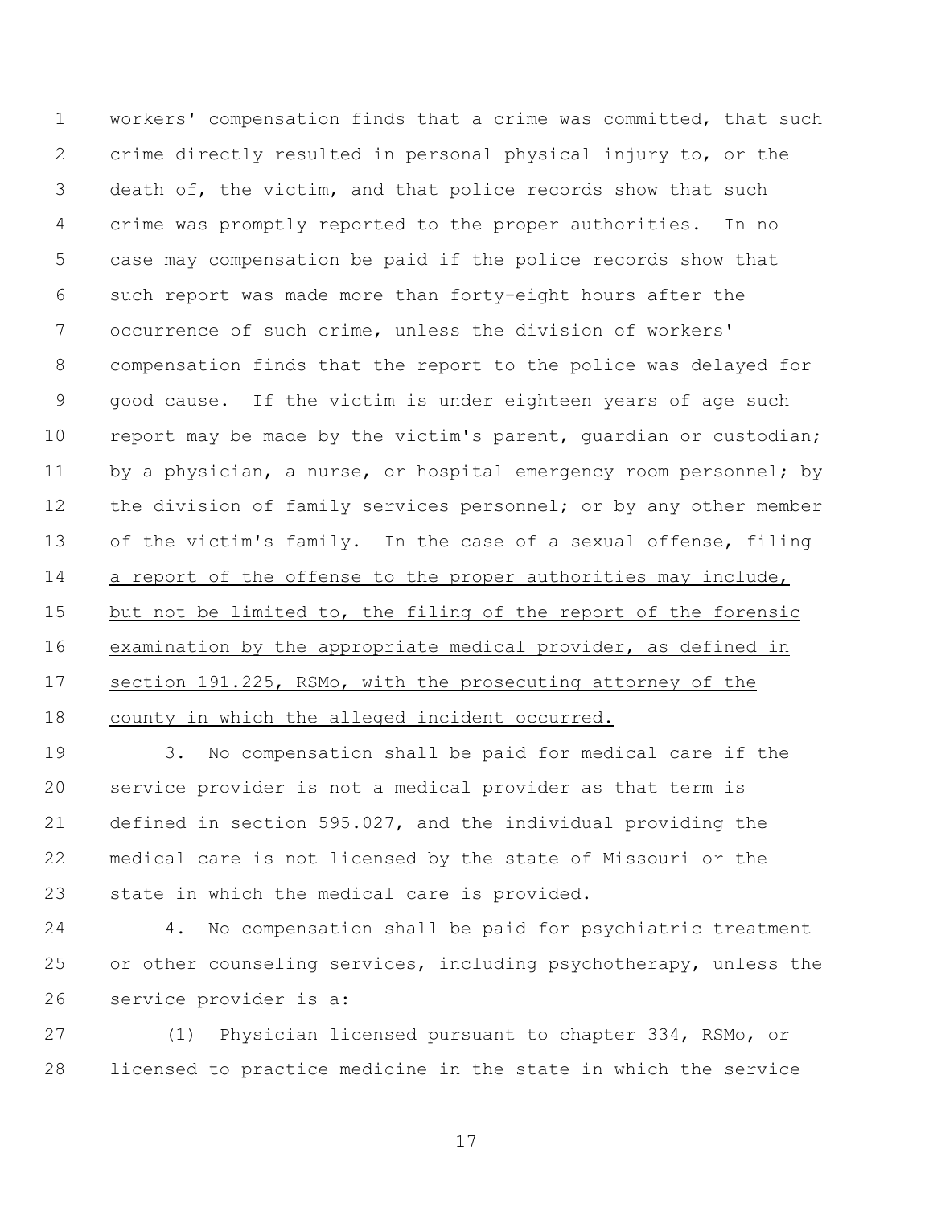workers' compensation finds that a crime was committed, that such crime directly resulted in personal physical injury to, or the death of, the victim, and that police records show that such crime was promptly reported to the proper authorities. In no case may compensation be paid if the police records show that such report was made more than forty-eight hours after the occurrence of such crime, unless the division of workers' compensation finds that the report to the police was delayed for good cause. If the victim is under eighteen years of age such report may be made by the victim's parent, guardian or custodian; by a physician, a nurse, or hospital emergency room personnel; by the division of family services personnel; or by any other member of the victim's family. <u>In the case of a sexual offense, filing a report of the offense to the proper authorities may include, but not be limited to, the filing of the report of the forensic examination by the appropriate medical provider, as defined in section 191.225, RSMo, with the prosecuting attorney of the county in which the alleged incident occurred.</u>

3. No compensation shall be paid for medical care if the service provider is not a medical provider as that term is defined in section 595.027, and the individual providing the medical care is not licensed by the state of Missouri or the state in which the medical care is provided.

4. No compensation shall be paid for psychiatric treatment or other counseling services, including psychotherapy, unless the service provider is a:

(1) Physician licensed pursuant to chapter 334, RSMo, or licensed to practice medicine in the state in which the service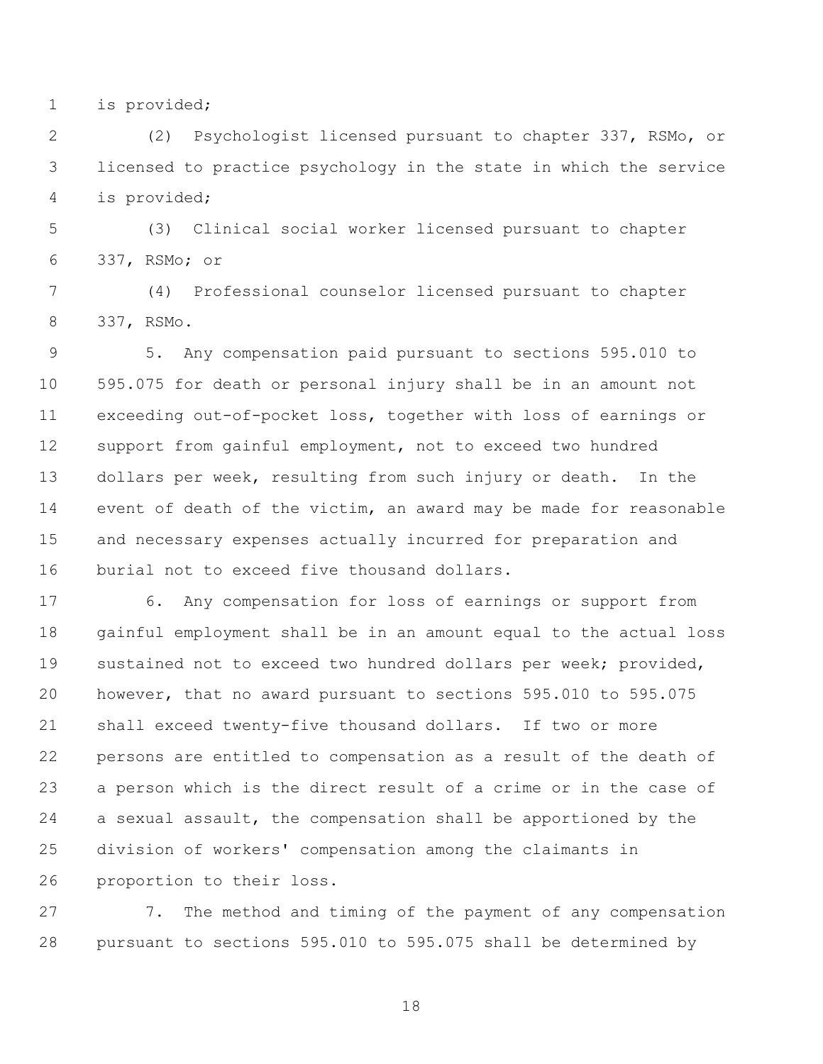is provided;

(2) Psychologist licensed pursuant to chapter 337, RSMo, or licensed to practice psychology in the state in which the service is provided;

(3) Clinical social worker licensed pursuant to chapter 337, RSMo; or

(4) Professional counselor licensed pursuant to chapter 337, RSMo.

5. Any compensation paid pursuant to sections 595.010 to 595.075 for death or personal injury shall be in an amount not exceeding out-of-pocket loss, together with loss of earnings or support from gainful employment, not to exceed two hundred dollars per week, resulting from such injury or death. In the event of death of the victim, an award may be made for reasonable and necessary expenses actually incurred for preparation and burial not to exceed five thousand dollars.

6. Any compensation for loss of earnings or support from gainful employment shall be in an amount equal to the actual loss sustained not to exceed two hundred dollars per week; provided, however, that no award pursuant to sections 595.010 to 595.075 shall exceed twenty-five thousand dollars. If two or more persons are entitled to compensation as a result of the death of a person which is the direct result of a crime or in the case of a sexual assault, the compensation shall be apportioned by the division of workers' compensation among the claimants in proportion to their loss.

7. The method and timing of the payment of any compensation pursuant to sections 595.010 to 595.075 shall be determined by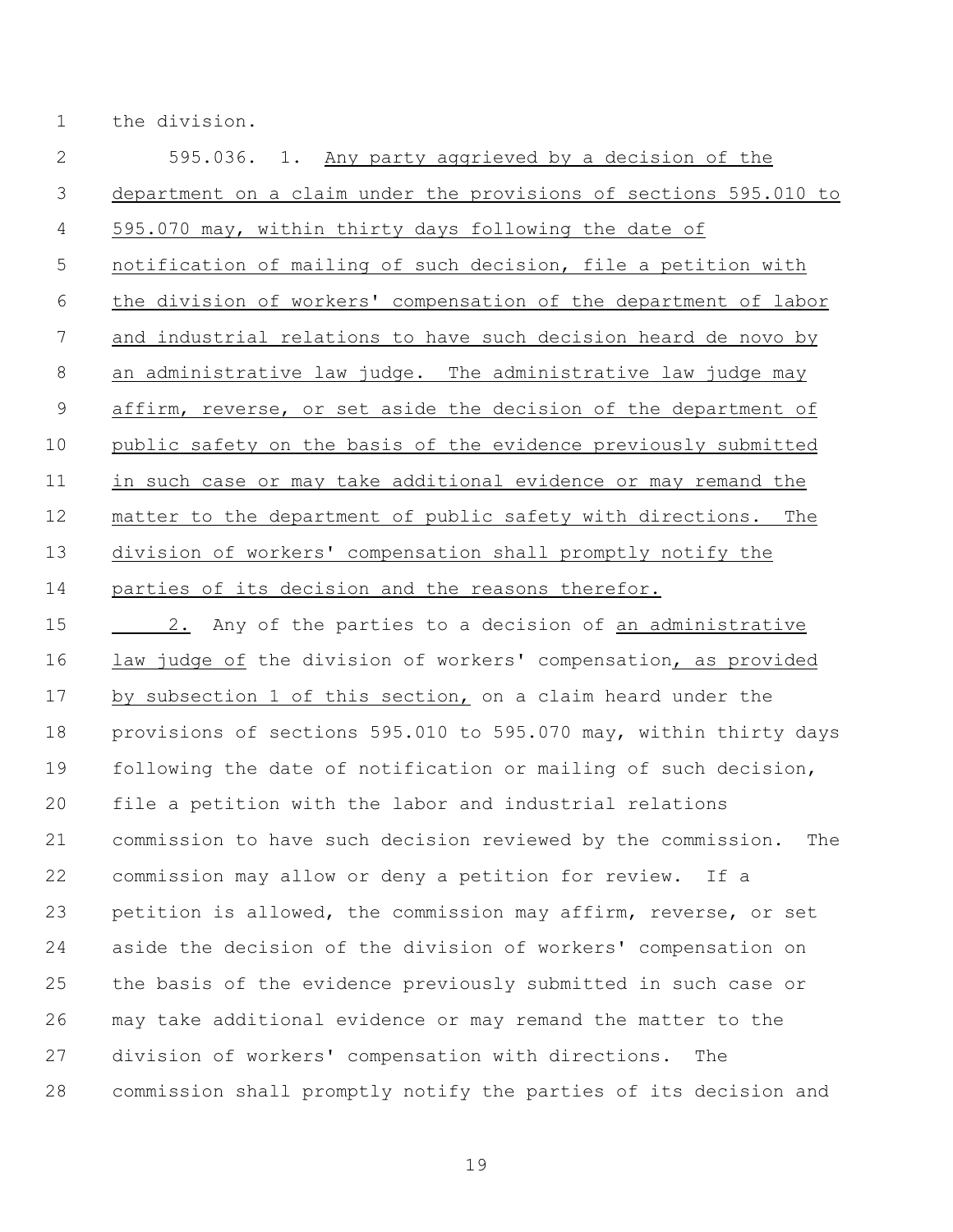the division.

595.036. 1. <u>Any party aggrieved by a decision of the department on a claim under the provisions of sections 595.010 to 595.070 may, within thirty days following the date of notification of mailing of such decision, file a petition with the division of workers' compensation of the department of labor and industrial relations to have such decision heard de novo by an administrative law judge. The administrative law judge may affirm, reverse, or set aside the decision of the department of public safety on the basis of the evidence previously submitted in such case or may take additional evidence or may remand the matter to the department of public safety with directions. The division of workers' compensation shall promptly notify the parties of its decision and the reasons therefor.</u>

<u>2.</u> Any of the parties to a decision of <u>an administrative law judge of</u> the division of workers' compensation<u>, as provided by subsection 1 of this section,</u> on a claim heard under the provisions of sections 595.010 to 595.070 may, within thirty days following the date of notification or mailing of such decision, file a petition with the labor and industrial relations commission to have such decision reviewed by the commission. The commission may allow or deny a petition for review. If a petition is allowed, the commission may affirm, reverse, or set aside the decision of the division of workers' compensation on the basis of the evidence previously submitted in such case or may take additional evidence or may remand the matter to the division of workers' compensation with directions. The commission shall promptly notify the parties of its decision and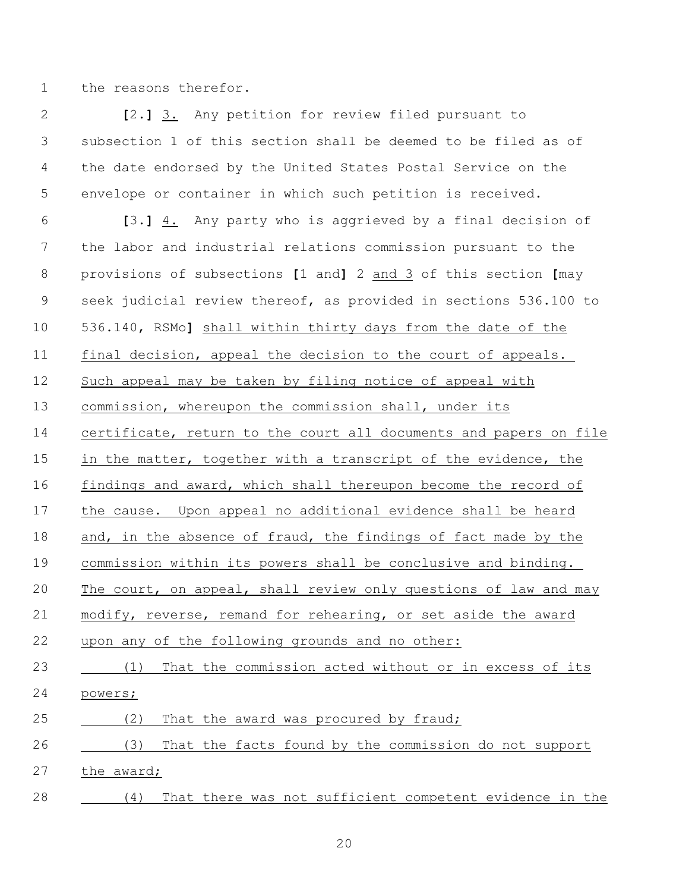the reasons therefor.

**[**2.**]** <u>3.</u> Any petition for review filed pursuant to subsection 1 of this section shall be deemed to be filed as of the date endorsed by the United States Postal Service on the envelope or container in which such petition is received.

**[**3.**]** <u>4.</u> Any party who is aggrieved by a final decision of the labor and industrial relations commission pursuant to the provisions of subsections **[**1 and**]** 2 <u>and 3</u> of this section **[**may seek judicial review thereof, as provided in sections 536.100 to 536.140, RSMo**]** <u>shall within thirty days from the date of the final decision, appeal the decision to the court of appeals. Such appeal may be taken by filing notice of appeal with commission, whereupon the commission shall, under its certificate, return to the court all documents and papers on file in the matter, together with a transcript of the evidence, the findings and award, which shall thereupon become the record of the cause. Upon appeal no additional evidence shall be heard and, in the absence of fraud, the findings of fact made by the commission within its powers shall be conclusive and binding. The court, on appeal, shall review only questions of law and may modify, reverse, remand for rehearing, or set aside the award upon any of the following grounds and no other:</u>

<u>(1) That the commission acted without or in excess of its powers;</u>

<u>(2) That the award was procured by fraud;</u>

<u>(3) That the facts found by the commission do not support the award;</u>

<u>(4) That there was not sufficient competent evidence in the</u>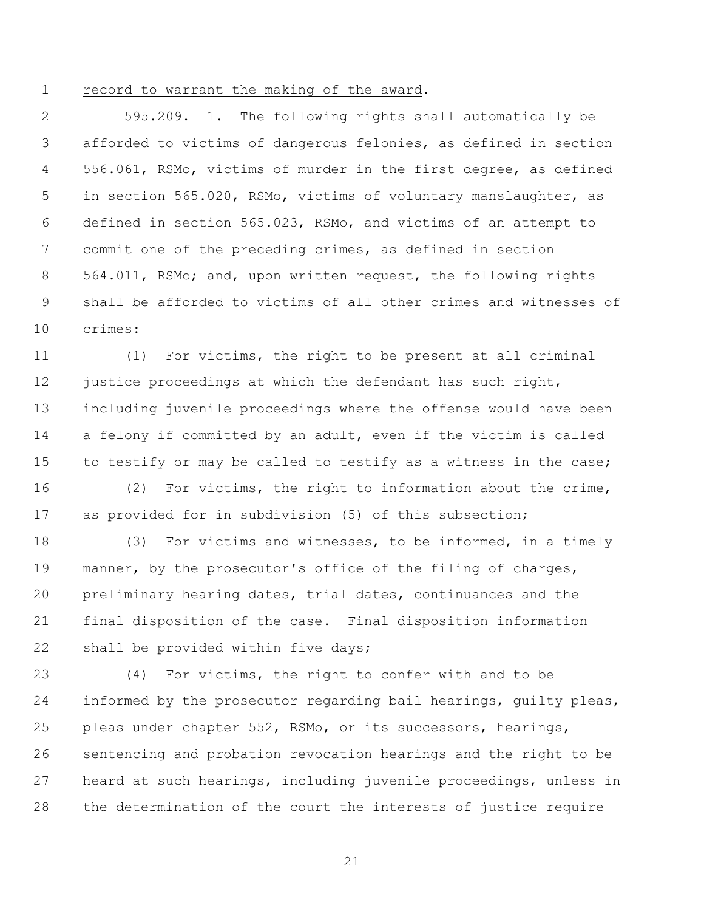record to warrant the making of the award.

595.209. 1. The following rights shall automatically be afforded to victims of dangerous felonies, as defined in section 556.061, RSMo, victims of murder in the first degree, as defined in section 565.020, RSMo, victims of voluntary manslaughter, as defined in section 565.023, RSMo, and victims of an attempt to commit one of the preceding crimes, as defined in section 564.011, RSMo; and, upon written request, the following rights shall be afforded to victims of all other crimes and witnesses of crimes:

(1) For victims, the right to be present at all criminal justice proceedings at which the defendant has such right, including juvenile proceedings where the offense would have been a felony if committed by an adult, even if the victim is called to testify or may be called to testify as a witness in the case;

(2) For victims, the right to information about the crime, as provided for in subdivision (5) of this subsection;

(3) For victims and witnesses, to be informed, in a timely manner, by the prosecutor's office of the filing of charges, preliminary hearing dates, trial dates, continuances and the final disposition of the case. Final disposition information shall be provided within five days;

(4) For victims, the right to confer with and to be informed by the prosecutor regarding bail hearings, guilty pleas, pleas under chapter 552, RSMo, or its successors, hearings, sentencing and probation revocation hearings and the right to be heard at such hearings, including juvenile proceedings, unless in the determination of the court the interests of justice require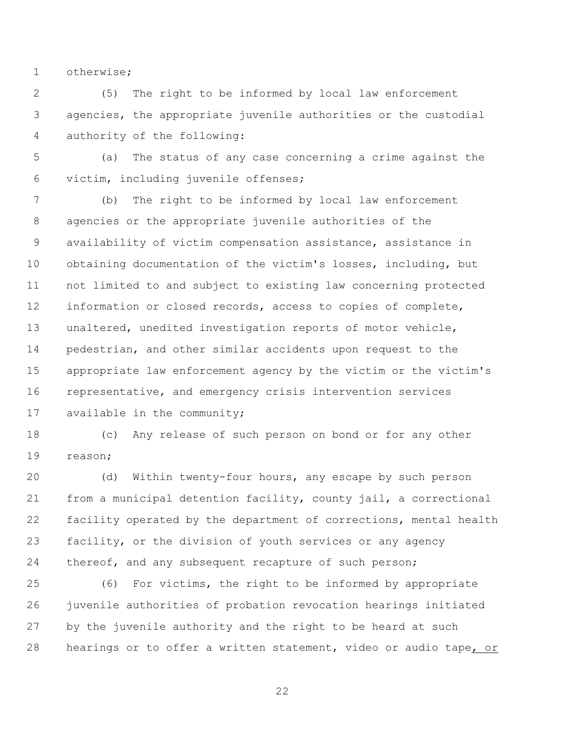otherwise;

(5) The right to be informed by local law enforcement agencies, the appropriate juvenile authorities or the custodial authority of the following:

(a) The status of any case concerning a crime against the victim, including juvenile offenses;

(b) The right to be informed by local law enforcement agencies or the appropriate juvenile authorities of the availability of victim compensation assistance, assistance in obtaining documentation of the victim's losses, including, but not limited to and subject to existing law concerning protected information or closed records, access to copies of complete, unaltered, unedited investigation reports of motor vehicle, pedestrian, and other similar accidents upon request to the appropriate law enforcement agency by the victim or the victim's representative, and emergency crisis intervention services available in the community;

(c) Any release of such person on bond or for any other reason;

(d) Within twenty-four hours, any escape by such person from a municipal detention facility, county jail, a correctional facility operated by the department of corrections, mental health facility, or the division of youth services or any agency thereof, and any subsequent recapture of such person;

(6) For victims, the right to be informed by appropriate juvenile authorities of probation revocation hearings initiated by the juvenile authority and the right to be heard at such hearings or to offer a written statement, video or audio tape<u>, or</u>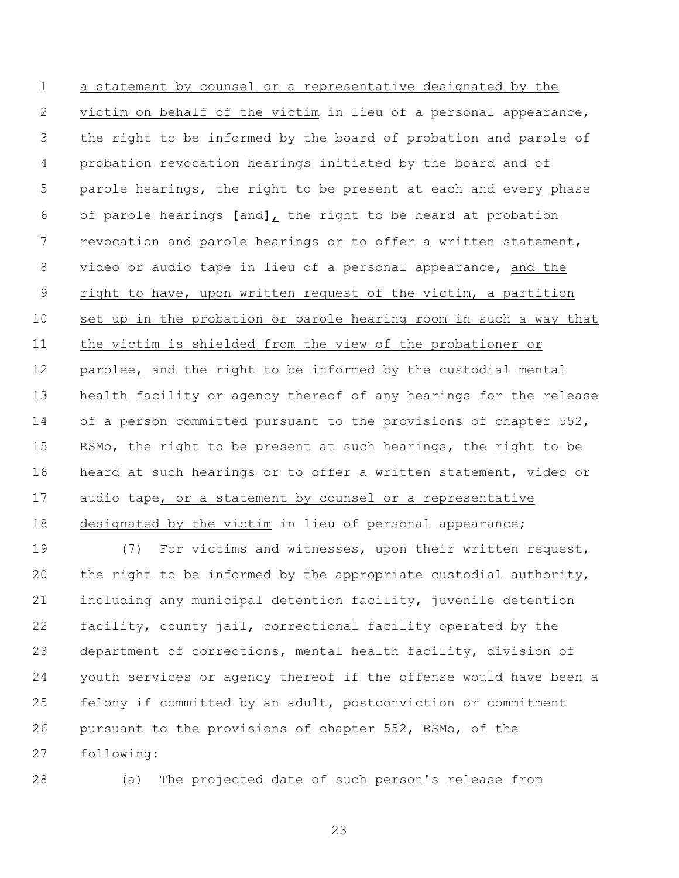a statement by counsel or a representative designated by the victim on behalf of the victim in lieu of a personal appearance, the right to be informed by the board of probation and parole of probation revocation hearings initiated by the board and of parole hearings, the right to be present at each and every phase of parole hearings **[**and**]**, the right to be heard at probation revocation and parole hearings or to offer a written statement, video or audio tape in lieu of a personal appearance, and the right to have, upon written request of the victim, a partition set up in the probation or parole hearing room in such a way that the victim is shielded from the view of the probationer or parolee, and the right to be informed by the custodial mental health facility or agency thereof of any hearings for the release of a person committed pursuant to the provisions of chapter 552, RSMo, the right to be present at such hearings, the right to be heard at such hearings or to offer a written statement, video or audio tape, or a statement by counsel or a representative designated by the victim in lieu of personal appearance;

(7) For victims and witnesses, upon their written request, the right to be informed by the appropriate custodial authority, including any municipal detention facility, juvenile detention facility, county jail, correctional facility operated by the department of corrections, mental health facility, division of youth services or agency thereof if the offense would have been a felony if committed by an adult, postconviction or commitment pursuant to the provisions of chapter 552, RSMo, of the following:

(a) The projected date of such person's release from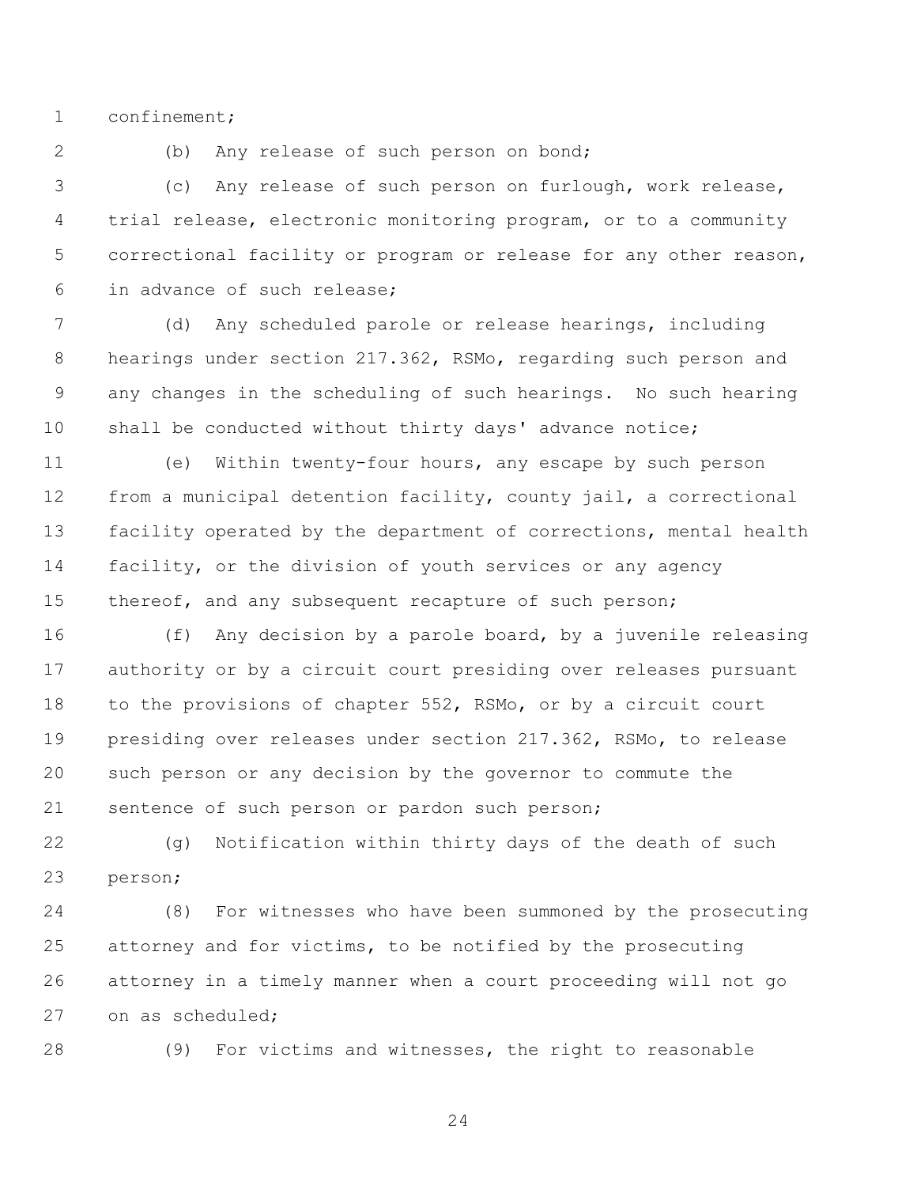confinement;

(b) Any release of such person on bond;

(c) Any release of such person on furlough, work release, trial release, electronic monitoring program, or to a community correctional facility or program or release for any other reason, in advance of such release;

(d) Any scheduled parole or release hearings, including hearings under section 217.362, RSMo, regarding such person and any changes in the scheduling of such hearings. No such hearing shall be conducted without thirty days' advance notice;

(e) Within twenty-four hours, any escape by such person from a municipal detention facility, county jail, a correctional facility operated by the department of corrections, mental health facility, or the division of youth services or any agency thereof, and any subsequent recapture of such person;

(f) Any decision by a parole board, by a juvenile releasing authority or by a circuit court presiding over releases pursuant to the provisions of chapter 552, RSMo, or by a circuit court presiding over releases under section 217.362, RSMo, to release such person or any decision by the governor to commute the sentence of such person or pardon such person;

(g) Notification within thirty days of the death of such person;

(8) For witnesses who have been summoned by the prosecuting attorney and for victims, to be notified by the prosecuting attorney in a timely manner when a court proceeding will not go on as scheduled;

(9) For victims and witnesses, the right to reasonable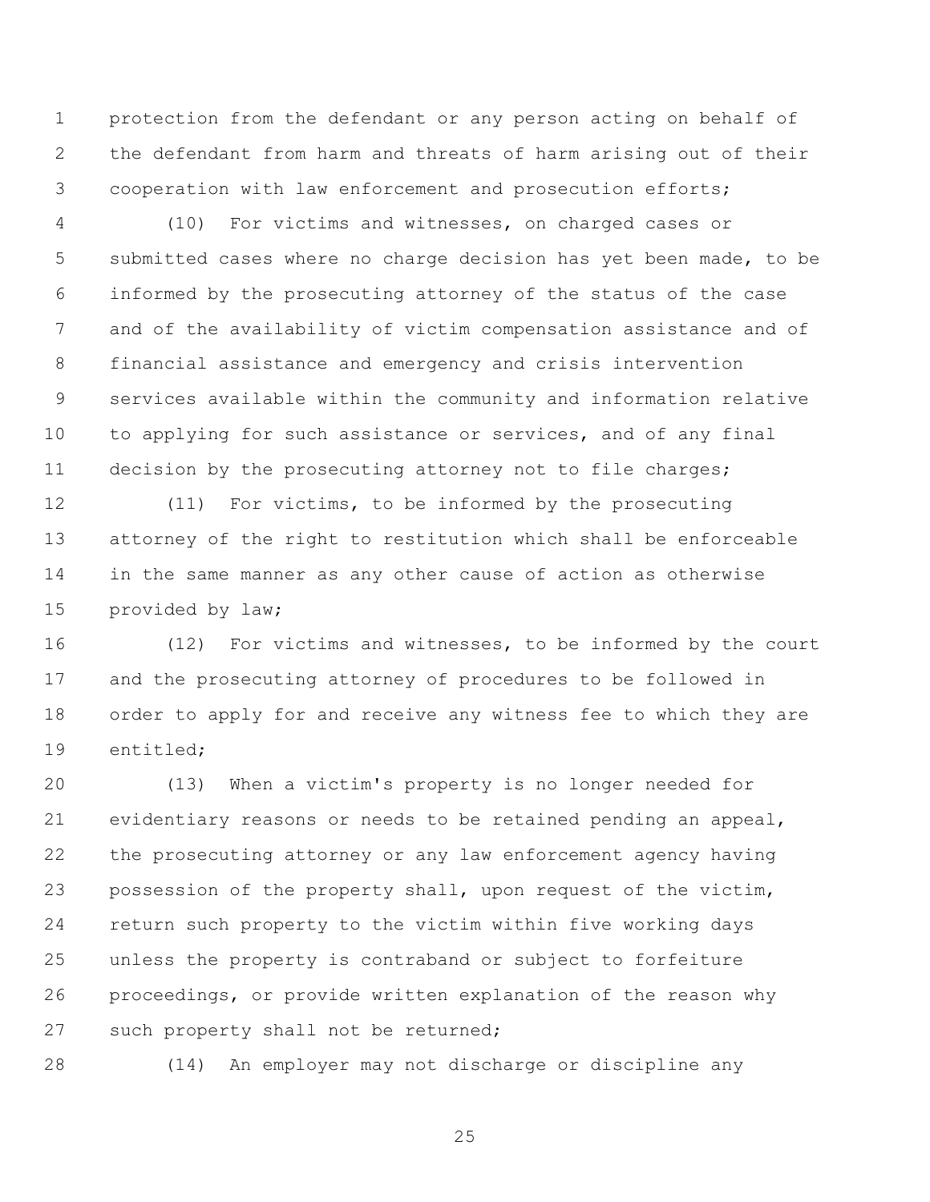protection from the defendant or any person acting on behalf of the defendant from harm and threats of harm arising out of their cooperation with law enforcement and prosecution efforts;

(10) For victims and witnesses, on charged cases or submitted cases where no charge decision has yet been made, to be informed by the prosecuting attorney of the status of the case and of the availability of victim compensation assistance and of financial assistance and emergency and crisis intervention services available within the community and information relative to applying for such assistance or services, and of any final decision by the prosecuting attorney not to file charges;

(11) For victims, to be informed by the prosecuting attorney of the right to restitution which shall be enforceable in the same manner as any other cause of action as otherwise provided by law;

(12) For victims and witnesses, to be informed by the court and the prosecuting attorney of procedures to be followed in order to apply for and receive any witness fee to which they are entitled;

(13) When a victim's property is no longer needed for evidentiary reasons or needs to be retained pending an appeal, the prosecuting attorney or any law enforcement agency having possession of the property shall, upon request of the victim, return such property to the victim within five working days unless the property is contraband or subject to forfeiture proceedings, or provide written explanation of the reason why such property shall not be returned;

(14) An employer may not discharge or discipline any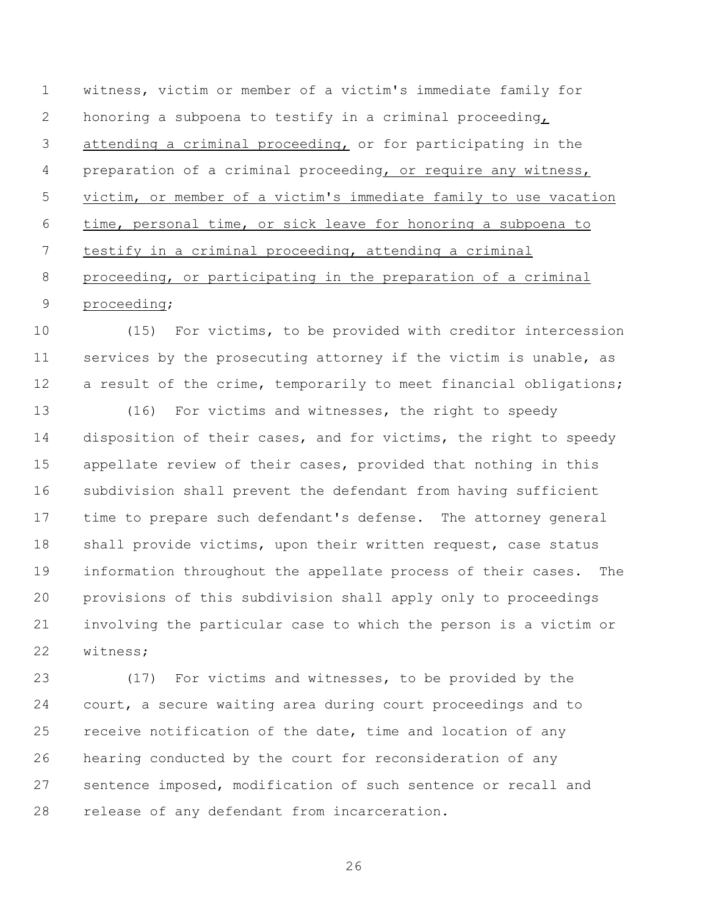witness, victim or member of a victim's immediate family for honoring a subpoena to testify in a criminal proceeding<u>, attending a criminal proceeding,</u> or for participating in the preparation of a criminal proceeding<u>, or require any witness, victim, or member of a victim's immediate family to use vacation time, personal time, or sick leave for honoring a subpoena to testify in a criminal proceeding, attending a criminal proceeding, or participating in the preparation of a criminal proceeding</u>;

(15) For victims, to be provided with creditor intercession services by the prosecuting attorney if the victim is unable, as a result of the crime, temporarily to meet financial obligations;

(16) For victims and witnesses, the right to speedy disposition of their cases, and for victims, the right to speedy appellate review of their cases, provided that nothing in this subdivision shall prevent the defendant from having sufficient time to prepare such defendant's defense. The attorney general shall provide victims, upon their written request, case status information throughout the appellate process of their cases. The provisions of this subdivision shall apply only to proceedings involving the particular case to which the person is a victim or witness;

(17) For victims and witnesses, to be provided by the court, a secure waiting area during court proceedings and to receive notification of the date, time and location of any hearing conducted by the court for reconsideration of any sentence imposed, modification of such sentence or recall and release of any defendant from incarceration.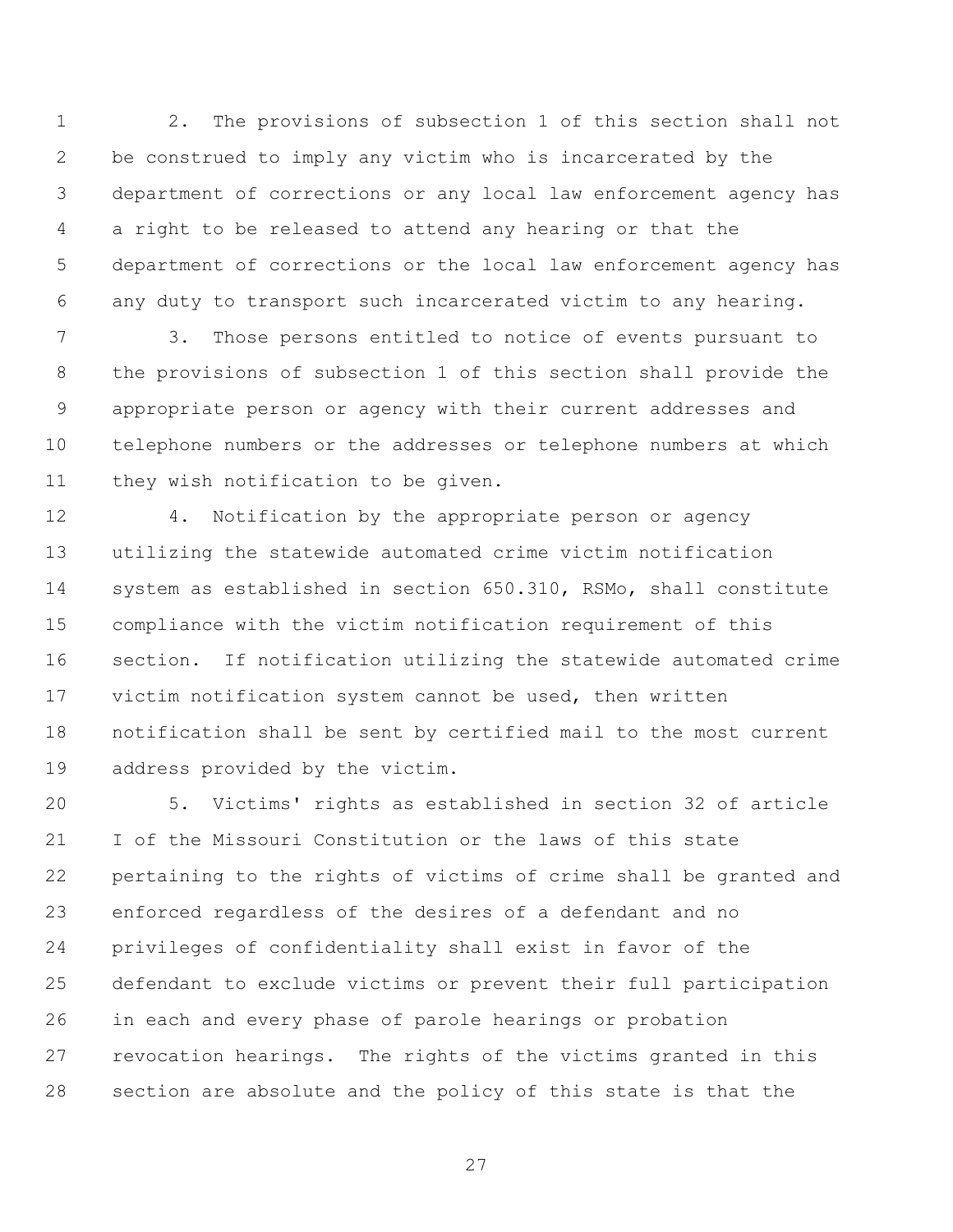2. The provisions of subsection 1 of this section shall not be construed to imply any victim who is incarcerated by the department of corrections or any local law enforcement agency has a right to be released to attend any hearing or that the department of corrections or the local law enforcement agency has any duty to transport such incarcerated victim to any hearing.

3. Those persons entitled to notice of events pursuant to the provisions of subsection 1 of this section shall provide the appropriate person or agency with their current addresses and telephone numbers or the addresses or telephone numbers at which they wish notification to be given.

4. Notification by the appropriate person or agency utilizing the statewide automated crime victim notification system as established in section 650.310, RSMo, shall constitute compliance with the victim notification requirement of this section. If notification utilizing the statewide automated crime victim notification system cannot be used, then written notification shall be sent by certified mail to the most current address provided by the victim.

5. Victims' rights as established in section 32 of article I of the Missouri Constitution or the laws of this state pertaining to the rights of victims of crime shall be granted and enforced regardless of the desires of a defendant and no privileges of confidentiality shall exist in favor of the defendant to exclude victims or prevent their full participation in each and every phase of parole hearings or probation revocation hearings. The rights of the victims granted in this section are absolute and the policy of this state is that the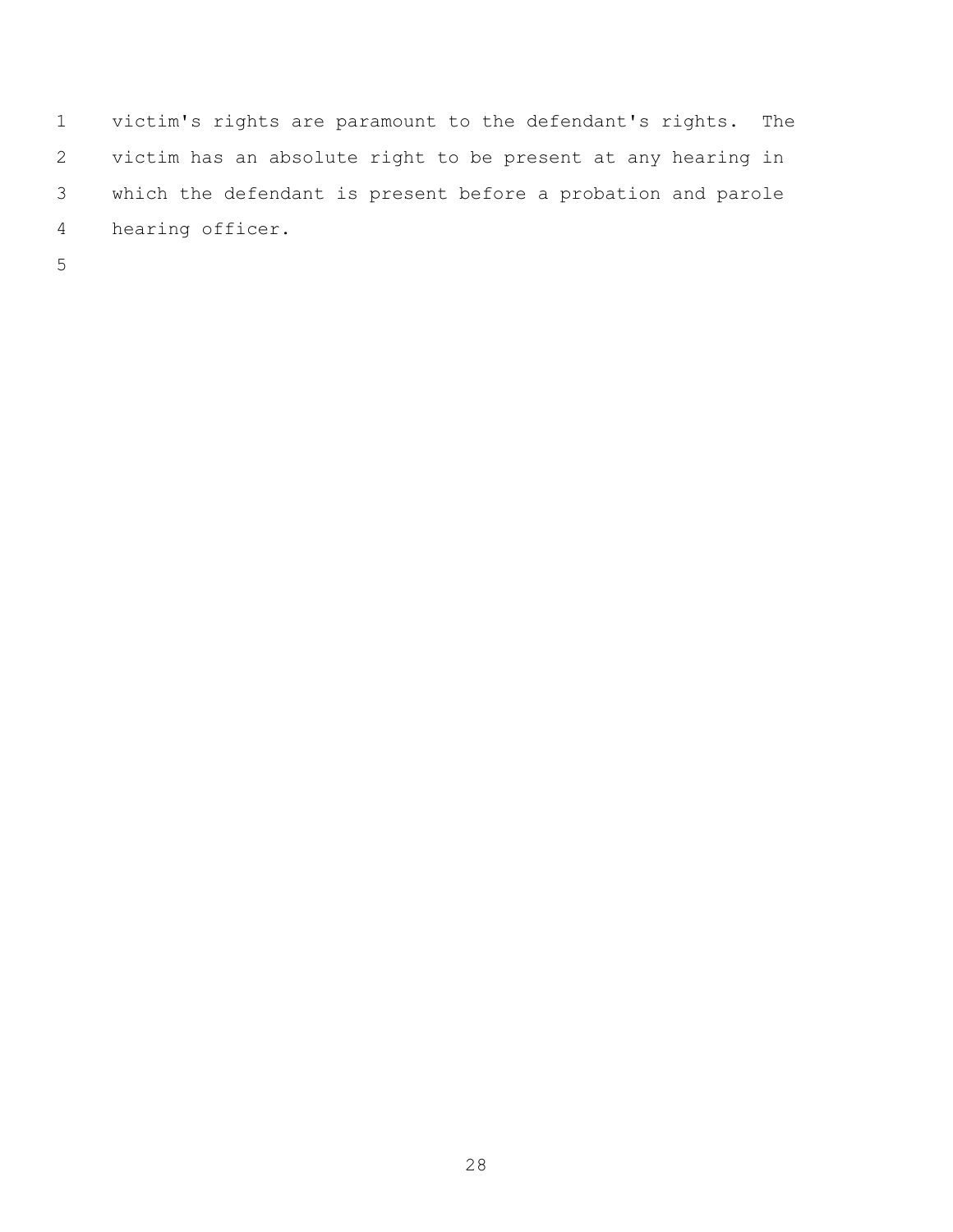victim's rights are paramount to the defendant's rights. The victim has an absolute right to be present at any hearing in which the defendant is present before a probation and parole hearing officer.